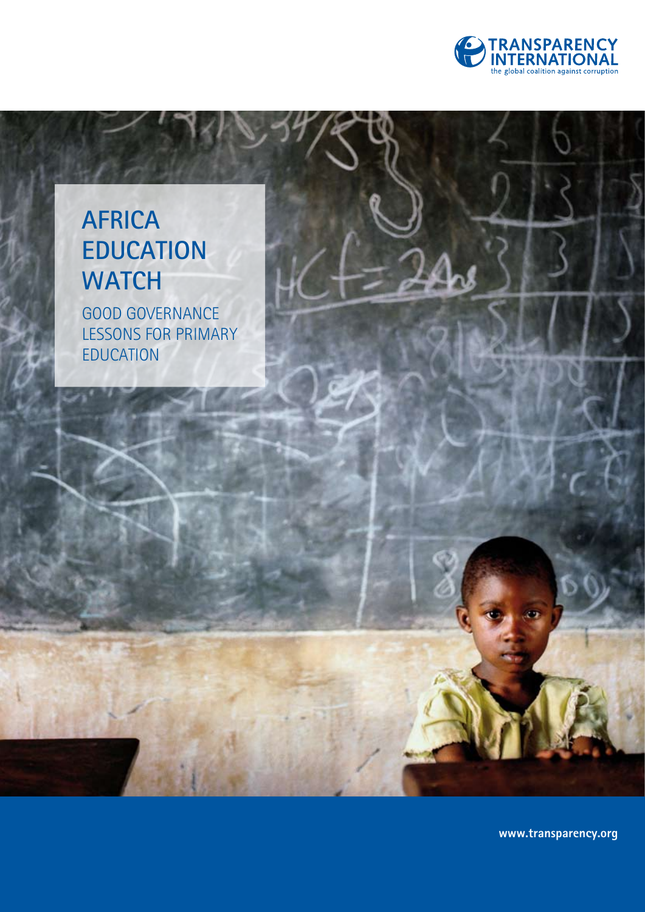TRANSPARENCY INTERNATIONAL

the global coalition against corruption

# AFRICA EDUCATION WATCH

## GOOD GOVERNANCE LESSONS FOR PRIMARY EDUCATION

www.transparency.org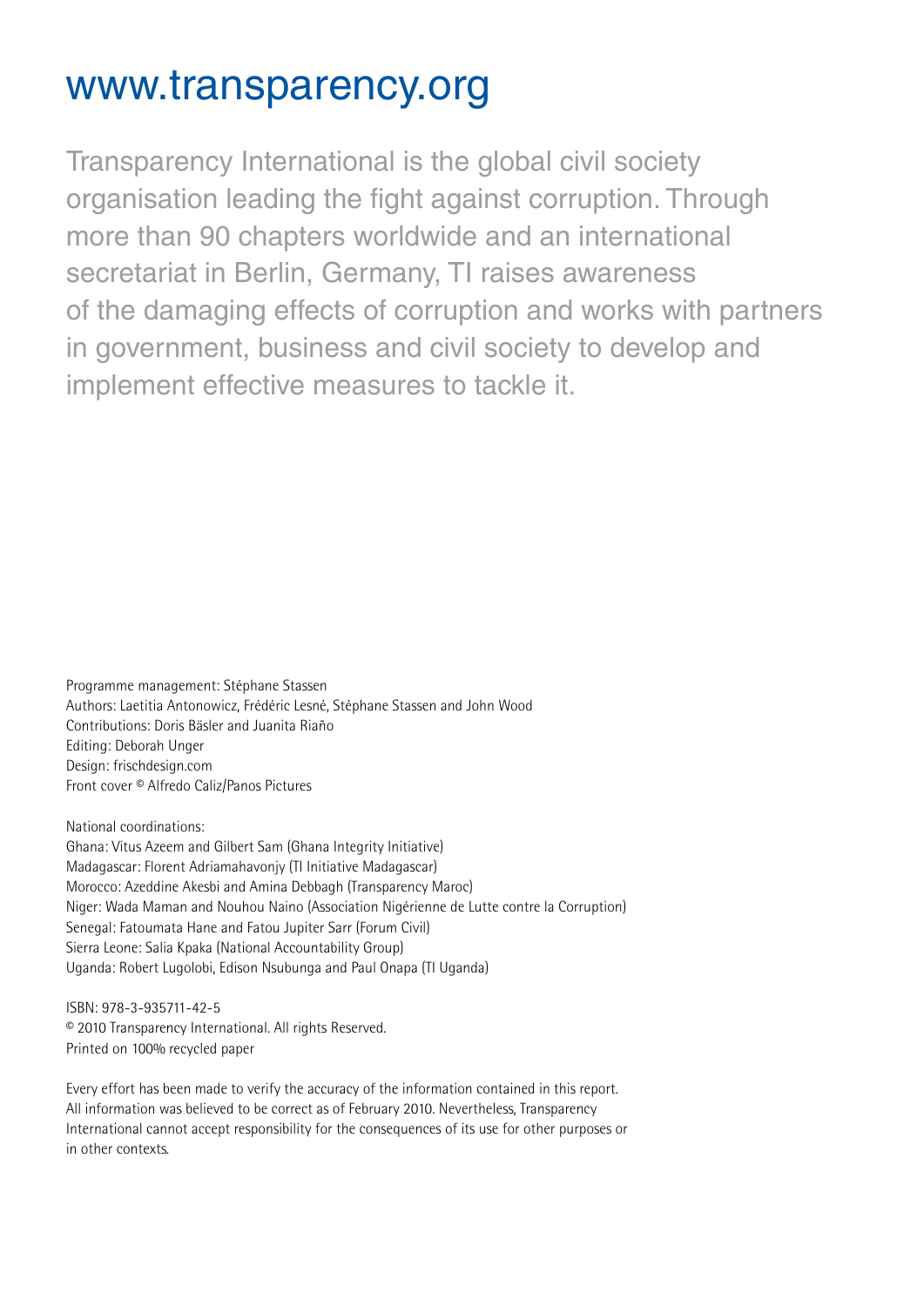# www.transparency.org

Transparency International is the global civil society organisation leading the fight against corruption. Through more than 90 chapters worldwide and an international secretariat in Berlin, Germany, TI raises awareness of the damaging effects of corruption and works with partners in government, business and civil society to develop and implement effective measures to tackle it.

Programme management: Stéphane Stassen
Authors: Laetitia Antonowicz, Frédéric Lesné, Stéphane Stassen and John Wood
Contributions: Doris Bäsler and Juanita Riaño
Editing: Deborah Unger
Design: frischdesign.com
Front cover © Alfredo Caliz/Panos Pictures

National coordinations:
Ghana: Vitus Azeem and Gilbert Sam (Ghana Integrity Initiative)
Madagascar: Florent Adriamahavonjy (TI Initiative Madagascar)
Morocco: Azeddine Akesbi and Amina Debbagh (Transparency Maroc)
Niger: Wada Maman and Nouhou Naino (Association Nigérienne de Lutte contre la Corruption)
Senegal: Fatoumata Hane and Fatou Jupiter Sarr (Forum Civil)
Sierra Leone: Salia Kpaka (National Accountability Group)
Uganda: Robert Lugolobi, Edison Nsubunga and Paul Onapa (TI Uganda)

ISBN: 978-3-935711-42-5
© 2010 Transparency International. All rights Reserved.
Printed on 100% recycled paper

Every effort has been made to verify the accuracy of the information contained in this report. All information was believed to be correct as of February 2010. Nevertheless, Transparency International cannot accept responsibility for the consequences of its use for other purposes or in other contexts.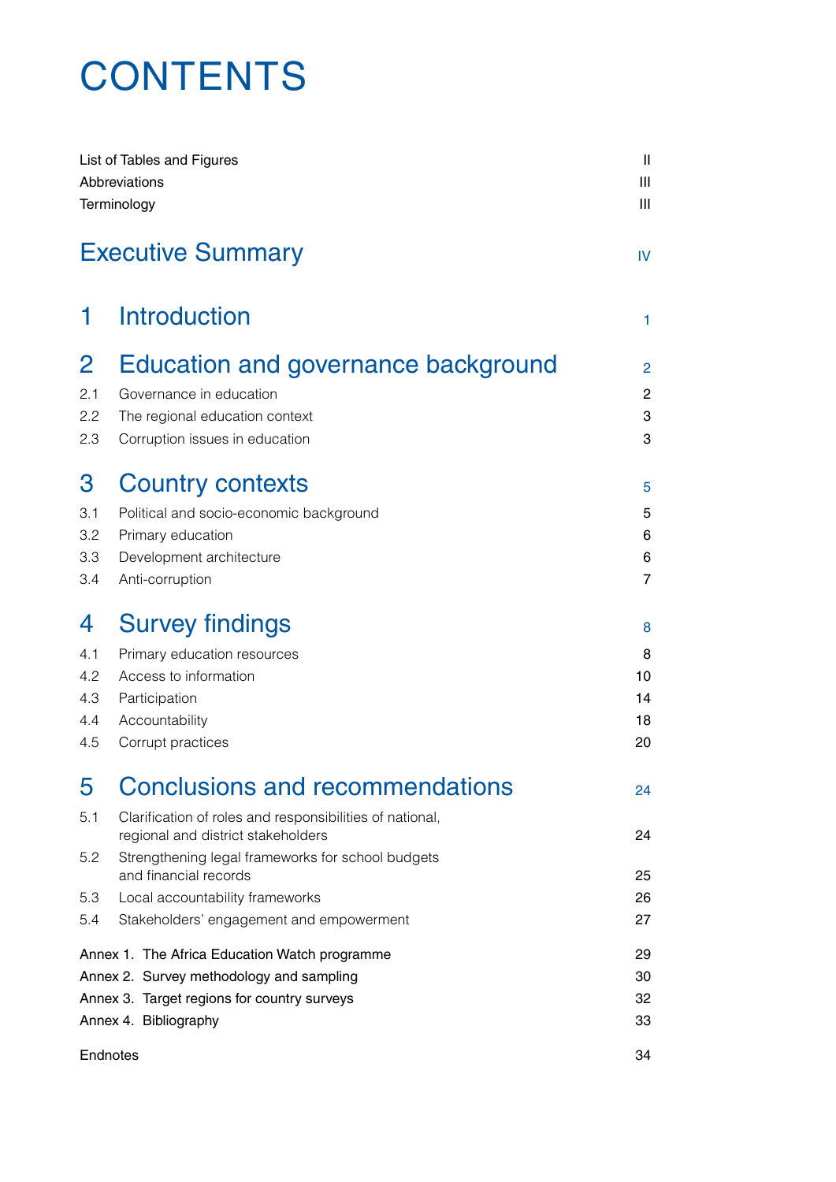# CONTENTS

| | |
|---|---|
| List of Tables and Figures | II |
| Abbreviations | III |
| Terminology | III |
| **Executive Summary** | **IV** |
| **1 Introduction** | **1** |
| **2 Education and governance background** | **2** |
| 2.1 Governance in education | 2 |
| 2.2 The regional education context | 3 |
| 2.3 Corruption issues in education | 3 |
| **3 Country contexts** | **5** |
| 3.1 Political and socio-economic background | 5 |
| 3.2 Primary education | 6 |
| 3.3 Development architecture | 6 |
| 3.4 Anti-corruption | 7 |
| **4 Survey findings** | **8** |
| 4.1 Primary education resources | 8 |
| 4.2 Access to information | 10 |
| 4.3 Participation | 14 |
| 4.4 Accountability | 18 |
| 4.5 Corrupt practices | 20 |
| **5 Conclusions and recommendations** | **24** |
| 5.1 Clarification of roles and responsibilities of national, regional and district stakeholders | 24 |
| 5.2 Strengthening legal frameworks for school budgets and financial records | 25 |
| 5.3 Local accountability frameworks | 26 |
| 5.4 Stakeholders' engagement and empowerment | 27 |
| Annex 1. The Africa Education Watch programme | 29 |
| Annex 2. Survey methodology and sampling | 30 |
| Annex 3. Target regions for country surveys | 32 |
| Annex 4. Bibliography | 33 |
| Endnotes | 34 |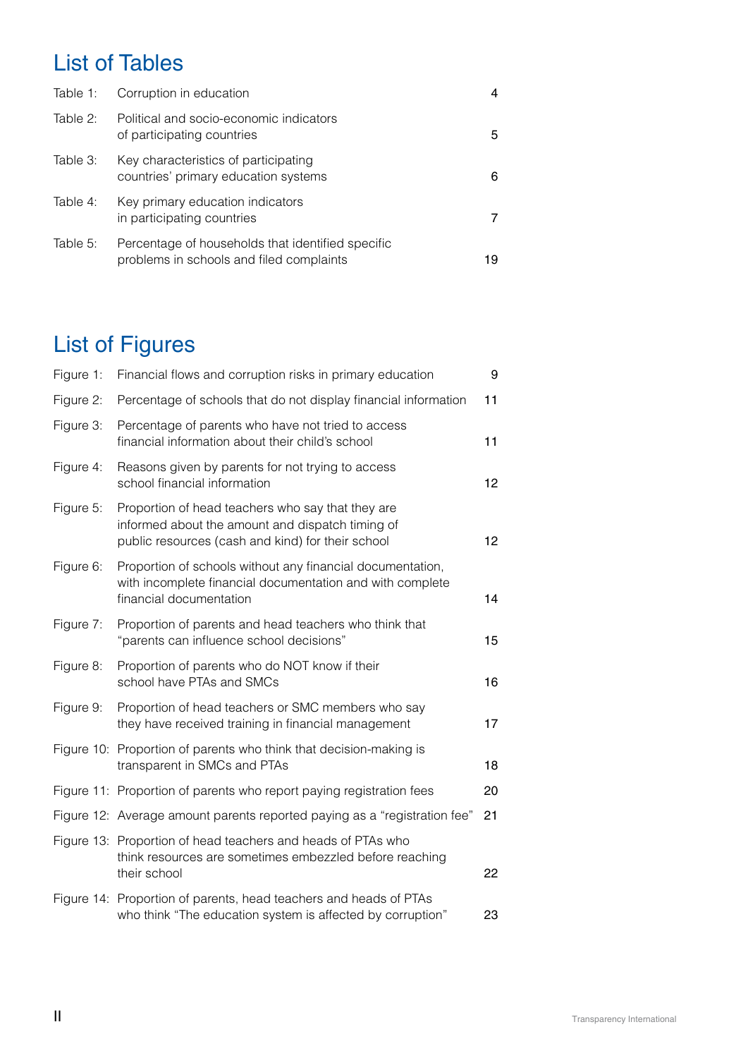## List of Tables

| | | |
|---|---|---|
| Table 1: | Corruption in education | 4 |
| Table 2: | Political and socio-economic indicators of participating countries | 5 |
| Table 3: | Key characteristics of participating countries' primary education systems | 6 |
| Table 4: | Key primary education indicators in participating countries | 7 |
| Table 5: | Percentage of households that identified specific problems in schools and filed complaints | 19 |

## List of Figures

| | | |
|---|---|---|
| Figure 1: | Financial flows and corruption risks in primary education | 9 |
| Figure 2: | Percentage of schools that do not display financial information | 11 |
| Figure 3: | Percentage of parents who have not tried to access financial information about their child's school | 11 |
| Figure 4: | Reasons given by parents for not trying to access school financial information | 12 |
| Figure 5: | Proportion of head teachers who say that they are informed about the amount and dispatch timing of public resources (cash and kind) for their school | 12 |
| Figure 6: | Proportion of schools without any financial documentation, with incomplete financial documentation and with complete financial documentation | 14 |
| Figure 7: | Proportion of parents and head teachers who think that "parents can influence school decisions" | 15 |
| Figure 8: | Proportion of parents who do NOT know if their school have PTAs and SMCs | 16 |
| Figure 9: | Proportion of head teachers or SMC members who say they have received training in financial management | 17 |
| Figure 10: | Proportion of parents who think that decision-making is transparent in SMCs and PTAs | 18 |
| Figure 11: | Proportion of parents who report paying registration fees | 20 |
| Figure 12: | Average amount parents reported paying as a "registration fee" | 21 |
| Figure 13: | Proportion of head teachers and heads of PTAs who think resources are sometimes embezzled before reaching their school | 22 |
| Figure 14: | Proportion of parents, head teachers and heads of PTAs who think "The education system is affected by corruption" | 23 |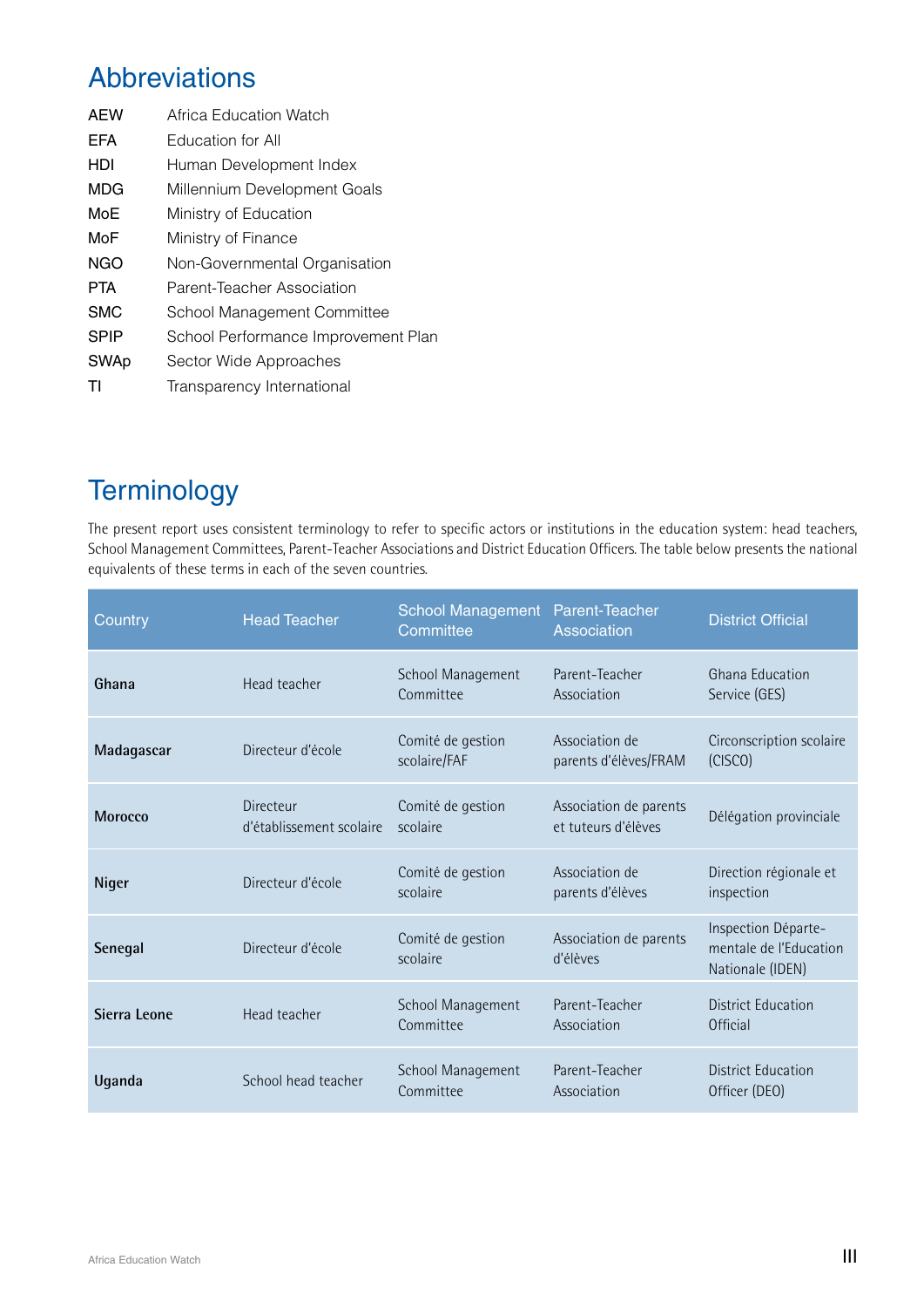## Abbreviations

| | |
|---|---|
| AEW | Africa Education Watch |
| EFA | Education for All |
| HDI | Human Development Index |
| MDG | Millennium Development Goals |
| MoE | Ministry of Education |
| MoF | Ministry of Finance |
| NGO | Non-Governmental Organisation |
| PTA | Parent-Teacher Association |
| SMC | School Management Committee |
| SPIP | School Performance Improvement Plan |
| SWAp | Sector Wide Approaches |
| TI | Transparency International |

## Terminology

The present report uses consistent terminology to refer to specific actors or institutions in the education system: head teachers, School Management Committees, Parent-Teacher Associations and District Education Officers. The table below presents the national equivalents of these terms in each of the seven countries.

| Country | Head Teacher | School Management Committee | Parent-Teacher Association | District Official |
|---|---|---|---|---|
| **Ghana** | Head teacher | School Management Committee | Parent-Teacher Association | Ghana Education Service (GES) |
| **Madagascar** | Directeur d'école | Comité de gestion scolaire/FAF | Association de parents d'élèves/FRAM | Circonscription scolaire (CISCO) |
| **Morocco** | Directeur d'établissement scolaire | Comité de gestion scolaire | Association de parents et tuteurs d'élèves | Délégation provinciale |
| **Niger** | Directeur d'école | Comité de gestion scolaire | Association de parents d'élèves | Direction régionale et inspection |
| **Senegal** | Directeur d'école | Comité de gestion scolaire | Association de parents d'élèves | Inspection Départe-mentale de l'Education Nationale (IDEN) |
| **Sierra Leone** | Head teacher | School Management Committee | Parent-Teacher Association | District Education Official |
| **Uganda** | School head teacher | School Management Committee | Parent-Teacher Association | District Education Officer (DEO) |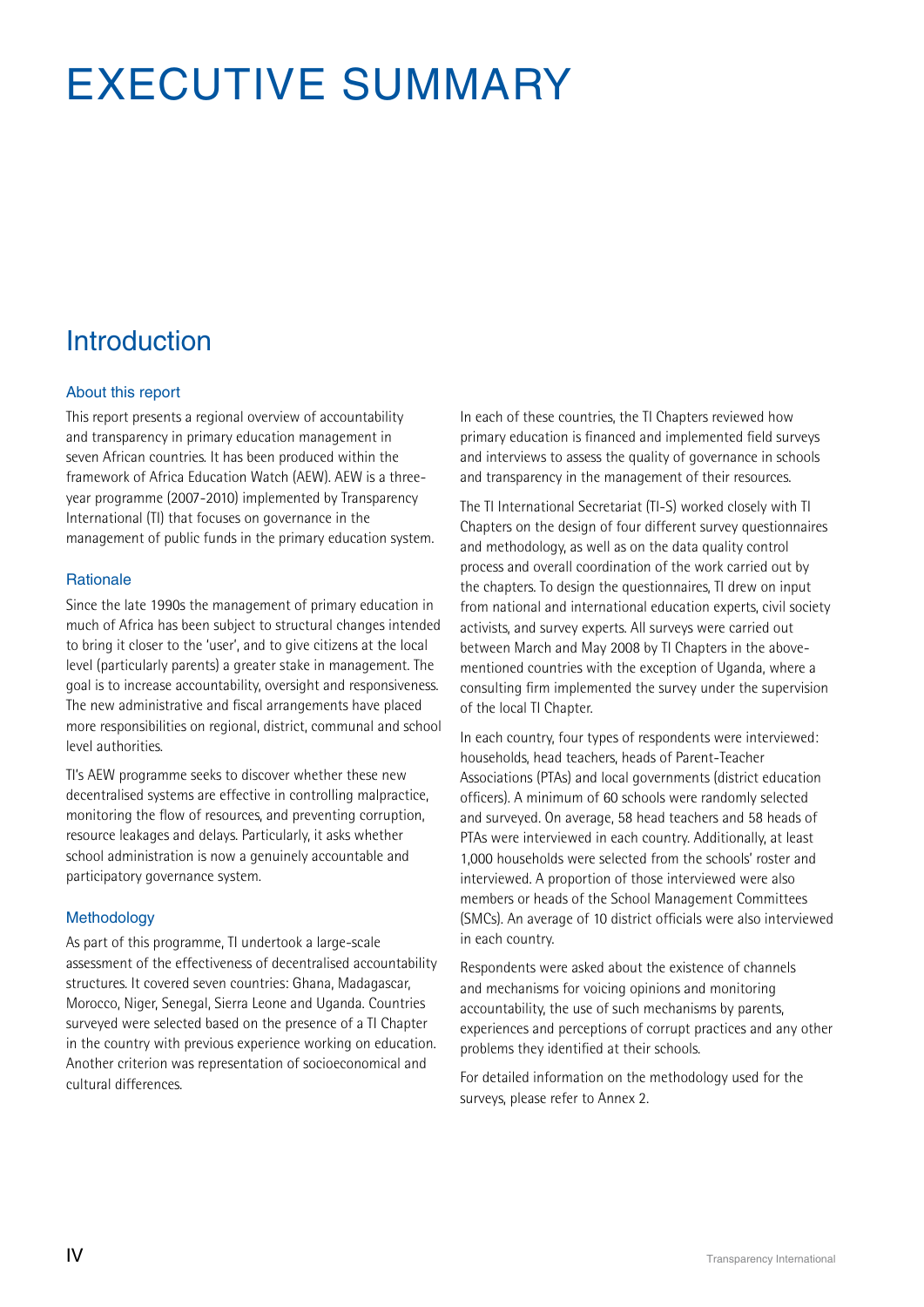// The original transcript may not be shown verbatim in the final answer
# EXECUTIVE SUMMARY

## Introduction

### About this report

This report presents a regional overview of accountability and transparency in primary education management in seven African countries. It has been produced within the framework of Africa Education Watch (AEW). AEW is a three-year programme (2007-2010) implemented by Transparency International (TI) that focuses on governance in the management of public funds in the primary education system.

### Rationale

Since the late 1990s the management of primary education in much of Africa has been subject to structural changes intended to bring it closer to the 'user', and to give citizens at the local level (particularly parents) a greater stake in management. The goal is to increase accountability, oversight and responsiveness. The new administrative and fiscal arrangements have placed more responsibilities on regional, district, communal and school level authorities.

TI's AEW programme seeks to discover whether these new decentralised systems are effective in controlling malpractice, monitoring the flow of resources, and preventing corruption, resource leakages and delays. Particularly, it asks whether school administration is now a genuinely accountable and participatory governance system.

### Methodology

As part of this programme, TI undertook a large-scale assessment of the effectiveness of decentralised accountability structures. It covered seven countries: Ghana, Madagascar, Morocco, Niger, Senegal, Sierra Leone and Uganda. Countries surveyed were selected based on the presence of a TI Chapter in the country with previous experience working on education. Another criterion was representation of socioeconomical and cultural differences.

In each of these countries, the TI Chapters reviewed how primary education is financed and implemented field surveys and interviews to assess the quality of governance in schools and transparency in the management of their resources.

The TI International Secretariat (TI-S) worked closely with TI Chapters on the design of four different survey questionnaires and methodology, as well as on the data quality control process and overall coordination of the work carried out by the chapters. To design the questionnaires, TI drew on input from national and international education experts, civil society activists, and survey experts. All surveys were carried out between March and May 2008 by TI Chapters in the above-mentioned countries with the exception of Uganda, where a consulting firm implemented the survey under the supervision of the local TI Chapter.

In each country, four types of respondents were interviewed: households, head teachers, heads of Parent-Teacher Associations (PTAs) and local governments (district education officers). A minimum of 60 schools were randomly selected and surveyed. On average, 58 head teachers and 58 heads of PTAs were interviewed in each country. Additionally, at least 1,000 households were selected from the schools' roster and interviewed. A proportion of those interviewed were also members or heads of the School Management Committees (SMCs). An average of 10 district officials were also interviewed in each country.

Respondents were asked about the existence of channels and mechanisms for voicing opinions and monitoring accountability, the use of such mechanisms by parents, experiences and perceptions of corrupt practices and any other problems they identified at their schools.

For detailed information on the methodology used for the surveys, please refer to Annex 2.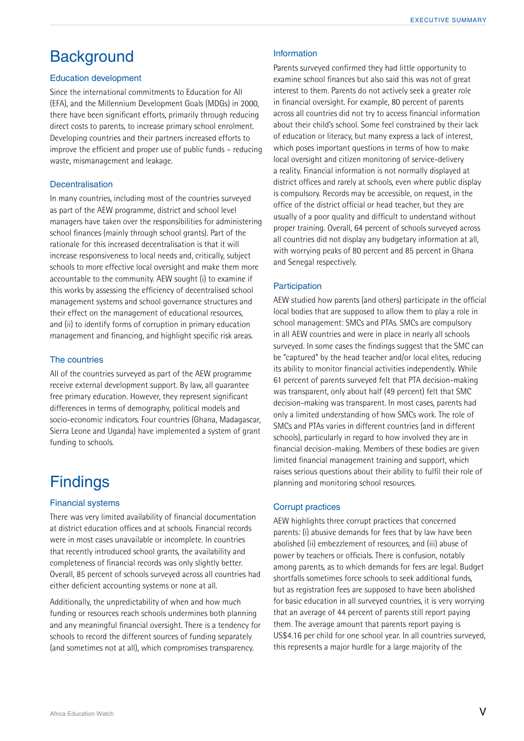# Background

## Education development

Since the international commitments to Education for All (EFA), and the Millennium Development Goals (MDGs) in 2000, there have been significant efforts, primarily through reducing direct costs to parents, to increase primary school enrolment. Developing countries and their partners increased efforts to improve the efficient and proper use of public funds – reducing waste, mismanagement and leakage.

## Decentralisation

In many countries, including most of the countries surveyed as part of the AEW programme, district and school level managers have taken over the responsibilities for administering school finances (mainly through school grants). Part of the rationale for this increased decentralisation is that it will increase responsiveness to local needs and, critically, subject schools to more effective local oversight and make them more accountable to the community. AEW sought (i) to examine if this works by assessing the efficiency of decentralised school management systems and school governance structures and their effect on the management of educational resources, and (ii) to identify forms of corruption in primary education management and financing, and highlight specific risk areas.

## The countries

All of the countries surveyed as part of the AEW programme receive external development support. By law, all guarantee free primary education. However, they represent significant differences in terms of demography, political models and socio-economic indicators. Four countries (Ghana, Madagascar, Sierra Leone and Uganda) have implemented a system of grant funding to schools.

# Findings

## Financial systems

There was very limited availability of financial documentation at district education offices and at schools. Financial records were in most cases unavailable or incomplete. In countries that recently introduced school grants, the availability and completeness of financial records was only slightly better. Overall, 85 percent of schools surveyed across all countries had either deficient accounting systems or none at all.

Additionally, the unpredictability of when and how much funding or resources reach schools undermines both planning and any meaningful financial oversight. There is a tendency for schools to record the different sources of funding separately (and sometimes not at all), which compromises transparency.

## Information

Parents surveyed confirmed they had little opportunity to examine school finances but also said this was not of great interest to them. Parents do not actively seek a greater role in financial oversight. For example, 80 percent of parents across all countries did not try to access financial information about their child's school. Some feel constrained by their lack of education or literacy, but many express a lack of interest, which poses important questions in terms of how to make local oversight and citizen monitoring of service-delivery a reality. Financial information is not normally displayed at district offices and rarely at schools, even where public display is compulsory. Records may be accessible, on request, in the office of the district official or head teacher, but they are usually of a poor quality and difficult to understand without proper training. Overall, 64 percent of schools surveyed across all countries did not display any budgetary information at all, with worrying peaks of 80 percent and 85 percent in Ghana and Senegal respectively.

## Participation

AEW studied how parents (and others) participate in the official local bodies that are supposed to allow them to play a role in school management: SMCs and PTAs. SMCs are compulsory in all AEW countries and were in place in nearly all schools surveyed. In some cases the findings suggest that the SMC can be "captured" by the head teacher and/or local elites, reducing its ability to monitor financial activities independently. While 61 percent of parents surveyed felt that PTA decision-making was transparent, only about half (49 percent) felt that SMC decision-making was transparent. In most cases, parents had only a limited understanding of how SMCs work. The role of SMCs and PTAs varies in different countries (and in different schools), particularly in regard to how involved they are in financial decision-making. Members of these bodies are given limited financial management training and support, which raises serious questions about their ability to fulfil their role of planning and monitoring school resources.

## Corrupt practices

AEW highlights three corrupt practices that concerned parents: (i) abusive demands for fees that by law have been abolished (ii) embezzlement of resources, and (iii) abuse of power by teachers or officials. There is confusion, notably among parents, as to which demands for fees are legal. Budget shortfalls sometimes force schools to seek additional funds, but as registration fees are supposed to have been abolished for basic education in all surveyed countries, it is very worrying that an average of 44 percent of parents still report paying them. The average amount that parents report paying is US$4.16 per child for one school year. In all countries surveyed, this represents a major hurdle for a large majority of the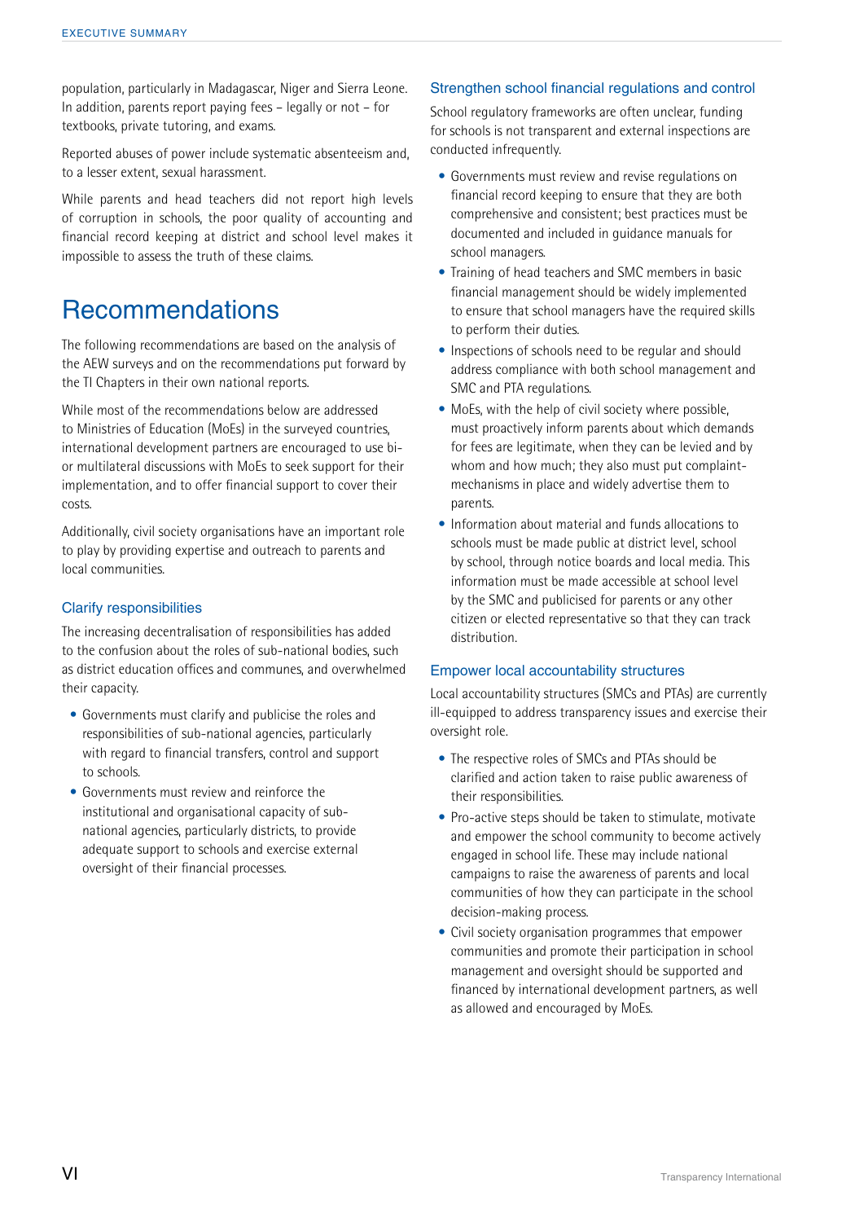population, particularly in Madagascar, Niger and Sierra Leone. In addition, parents report paying fees – legally or not – for textbooks, private tutoring, and exams.

Reported abuses of power include systematic absenteeism and, to a lesser extent, sexual harassment.

While parents and head teachers did not report high levels of corruption in schools, the poor quality of accounting and financial record keeping at district and school level makes it impossible to assess the truth of these claims.

# Recommendations

The following recommendations are based on the analysis of the AEW surveys and on the recommendations put forward by the TI Chapters in their own national reports.

While most of the recommendations below are addressed to Ministries of Education (MoEs) in the surveyed countries, international development partners are encouraged to use bi- or multilateral discussions with MoEs to seek support for their implementation, and to offer financial support to cover their costs.

Additionally, civil society organisations have an important role to play by providing expertise and outreach to parents and local communities.

### Clarify responsibilities

The increasing decentralisation of responsibilities has added to the confusion about the roles of sub-national bodies, such as district education offices and communes, and overwhelmed their capacity.

- Governments must clarify and publicise the roles and responsibilities of sub-national agencies, particularly with regard to financial transfers, control and support to schools.
- Governments must review and reinforce the institutional and organisational capacity of sub-national agencies, particularly districts, to provide adequate support to schools and exercise external oversight of their financial processes.

### Strengthen school financial regulations and control

School regulatory frameworks are often unclear, funding for schools is not transparent and external inspections are conducted infrequently.

- Governments must review and revise regulations on financial record keeping to ensure that they are both comprehensive and consistent; best practices must be documented and included in guidance manuals for school managers.
- Training of head teachers and SMC members in basic financial management should be widely implemented to ensure that school managers have the required skills to perform their duties.
- Inspections of schools need to be regular and should address compliance with both school management and SMC and PTA regulations.
- MoEs, with the help of civil society where possible, must proactively inform parents about which demands for fees are legitimate, when they can be levied and by whom and how much; they also must put complaint-mechanisms in place and widely advertise them to parents.
- Information about material and funds allocations to schools must be made public at district level, school by school, through notice boards and local media. This information must be made accessible at school level by the SMC and publicised for parents or any other citizen or elected representative so that they can track distribution.

### Empower local accountability structures

Local accountability structures (SMCs and PTAs) are currently ill-equipped to address transparency issues and exercise their oversight role.

- The respective roles of SMCs and PTAs should be clarified and action taken to raise public awareness of their responsibilities.
- Pro-active steps should be taken to stimulate, motivate and empower the school community to become actively engaged in school life. These may include national campaigns to raise the awareness of parents and local communities of how they can participate in the school decision-making process.
- Civil society organisation programmes that empower communities and promote their participation in school management and oversight should be supported and financed by international development partners, as well as allowed and encouraged by MoEs.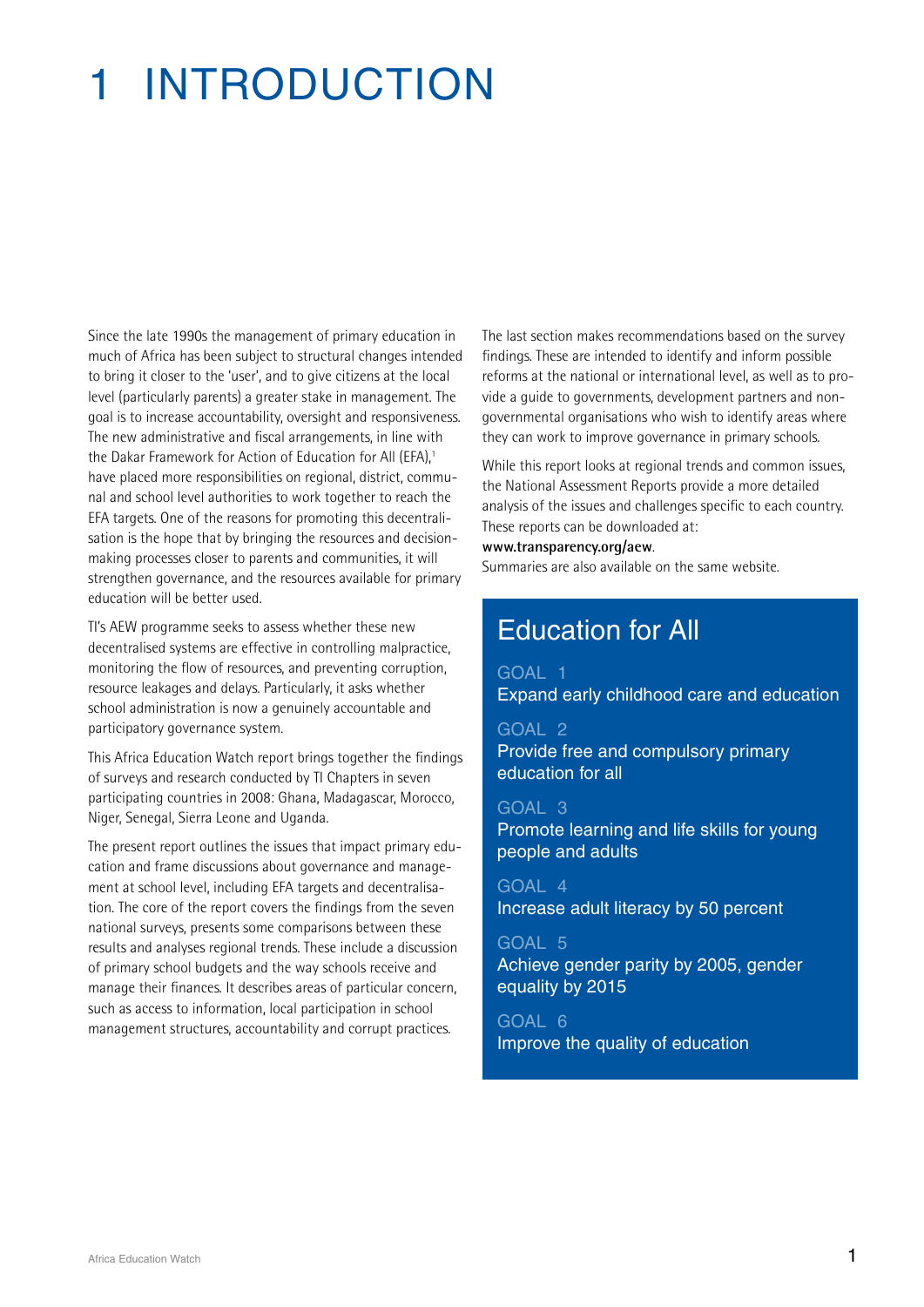# 1 INTRODUCTION

Since the late 1990s the management of primary education in much of Africa has been subject to structural changes intended to bring it closer to the 'user', and to give citizens at the local level (particularly parents) a greater stake in management. The goal is to increase accountability, oversight and responsiveness. The new administrative and fiscal arrangements, in line with the Dakar Framework for Action of Education for All (EFA),[1] have placed more responsibilities on regional, district, communal and school level authorities to work together to reach the EFA targets. One of the reasons for promoting this decentralisation is the hope that by bringing the resources and decision-making processes closer to parents and communities, it will strengthen governance, and the resources available for primary education will be better used.

TI's AEW programme seeks to assess whether these new decentralised systems are effective in controlling malpractice, monitoring the flow of resources, and preventing corruption, resource leakages and delays. Particularly, it asks whether school administration is now a genuinely accountable and participatory governance system.

This Africa Education Watch report brings together the findings of surveys and research conducted by TI Chapters in seven participating countries in 2008: Ghana, Madagascar, Morocco, Niger, Senegal, Sierra Leone and Uganda.

The present report outlines the issues that impact primary education and frame discussions about governance and management at school level, including EFA targets and decentralisation. The core of the report covers the findings from the seven national surveys, presents some comparisons between these results and analyses regional trends. These include a discussion of primary school budgets and the way schools receive and manage their finances. It describes areas of particular concern, such as access to information, local participation in school management structures, accountability and corrupt practices.

The last section makes recommendations based on the survey findings. These are intended to identify and inform possible reforms at the national or international level, as well as to provide a guide to governments, development partners and non-governmental organisations who wish to identify areas where they can work to improve governance in primary schools.

While this report looks at regional trends and common issues, the National Assessment Reports provide a more detailed analysis of the issues and challenges specific to each country. These reports can be downloaded at:
**www.transparency.org/aew**.
Summaries are also available on the same website.

## Education for All

GOAL 1
Expand early childhood care and education

GOAL 2
Provide free and compulsory primary education for all

GOAL 3
Promote learning and life skills for young people and adults

GOAL 4
Increase adult literacy by 50 percent

GOAL 5
Achieve gender parity by 2005, gender equality by 2015

GOAL 6
Improve the quality of education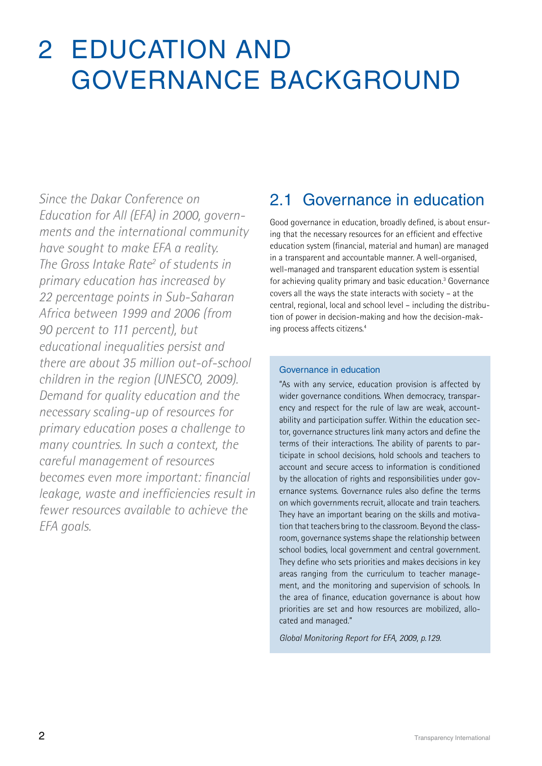# 2 EDUCATION AND GOVERNANCE BACKGROUND

*Since the Dakar Conference on Education for All (EFA) in 2000, governments and the international community have sought to make EFA a reality. The Gross Intake Rate[2] of students in primary education has increased by 22 percentage points in Sub-Saharan Africa between 1999 and 2006 (from 90 percent to 111 percent), but educational inequalities persist and there are about 35 million out-of-school children in the region (UNESCO, 2009). Demand for quality education and the necessary scaling-up of resources for primary education poses a challenge to many countries. In such a context, the careful management of resources becomes even more important: financial leakage, waste and inefficiencies result in fewer resources available to achieve the EFA goals.*

## 2.1 Governance in education

Good governance in education, broadly defined, is about ensuring that the necessary resources for an efficient and effective education system (financial, material and human) are managed in a transparent and accountable manner. A well-organised, well-managed and transparent education system is essential for achieving quality primary and basic education.[3] Governance covers all the ways the state interacts with society – at the central, regional, local and school level – including the distribution of power in decision-making and how the decision-making process affects citizens.[4]

### Governance in education

"As with any service, education provision is affected by wider governance conditions. When democracy, transparency and respect for the rule of law are weak, accountability and participation suffer. Within the education sector, governance structures link many actors and define the terms of their interactions. The ability of parents to participate in school decisions, hold schools and teachers to account and secure access to information is conditioned by the allocation of rights and responsibilities under governance systems. Governance rules also define the terms on which governments recruit, allocate and train teachers. They have an important bearing on the skills and motivation that teachers bring to the classroom. Beyond the classroom, governance systems shape the relationship between school bodies, local government and central government. They define who sets priorities and makes decisions in key areas ranging from the curriculum to teacher management, and the monitoring and supervision of schools. In the area of finance, education governance is about how priorities are set and how resources are mobilized, allocated and managed."

*Global Monitoring Report for EFA, 2009, p.129.*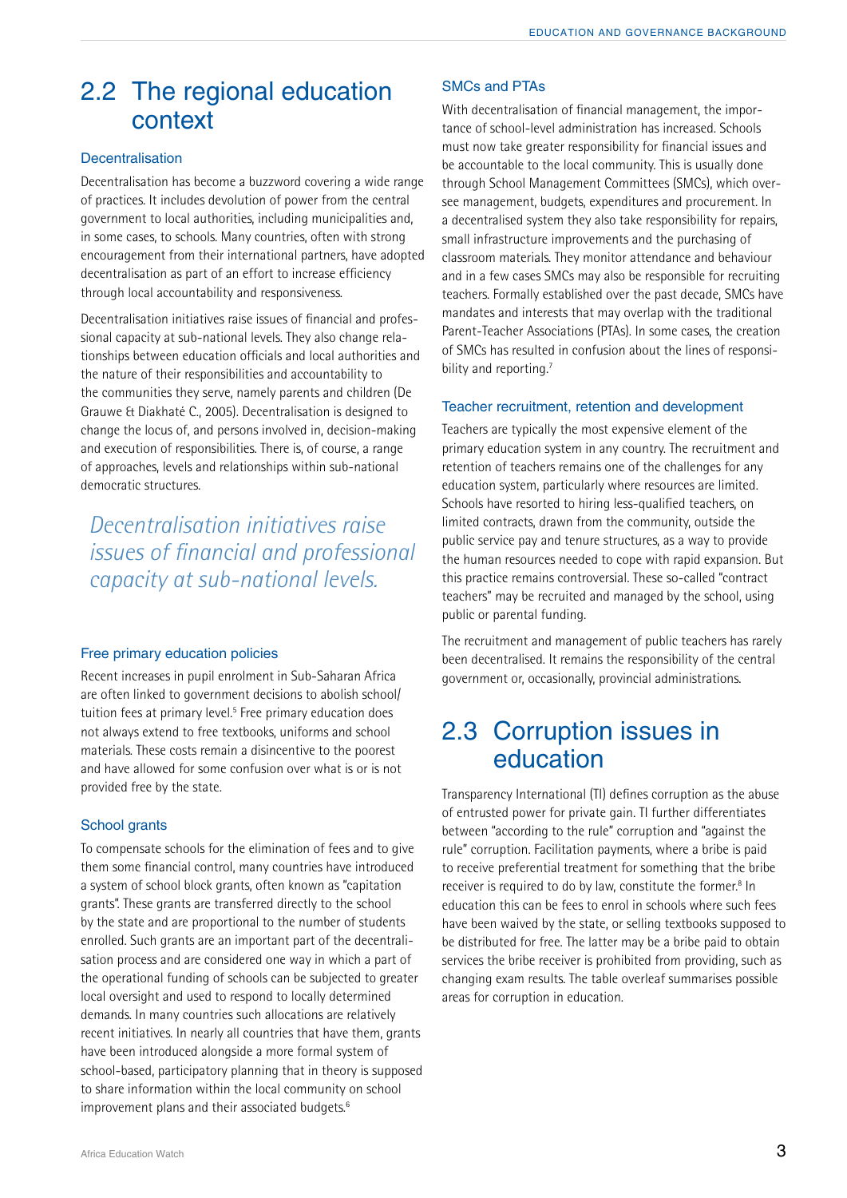## 2.2 The regional education context

### Decentralisation

Decentralisation has become a buzzword covering a wide range of practices. It includes devolution of power from the central government to local authorities, including municipalities and, in some cases, to schools. Many countries, often with strong encouragement from their international partners, have adopted decentralisation as part of an effort to increase efficiency through local accountability and responsiveness.

Decentralisation initiatives raise issues of financial and professional capacity at sub-national levels. They also change relationships between education officials and local authorities and the nature of their responsibilities and accountability to the communities they serve, namely parents and children (De Grauwe & Diakhaté C., 2005). Decentralisation is designed to change the locus of, and persons involved in, decision-making and execution of responsibilities. There is, of course, a range of approaches, levels and relationships within sub-national democratic structures.

*Decentralisation initiatives raise issues of financial and professional capacity at sub-national levels.*

### Free primary education policies

Recent increases in pupil enrolment in Sub-Saharan Africa are often linked to government decisions to abolish school/tuition fees at primary level.[5] Free primary education does not always extend to free textbooks, uniforms and school materials. These costs remain a disincentive to the poorest and have allowed for some confusion over what is or is not provided free by the state.

### School grants

To compensate schools for the elimination of fees and to give them some financial control, many countries have introduced a system of school block grants, often known as "capitation grants". These grants are transferred directly to the school by the state and are proportional to the number of students enrolled. Such grants are an important part of the decentralisation process and are considered one way in which a part of the operational funding of schools can be subjected to greater local oversight and used to respond to locally determined demands. In many countries such allocations are relatively recent initiatives. In nearly all countries that have them, grants have been introduced alongside a more formal system of school-based, participatory planning that in theory is supposed to share information within the local community on school improvement plans and their associated budgets.[6]

### SMCs and PTAs

With decentralisation of financial management, the importance of school-level administration has increased. Schools must now take greater responsibility for financial issues and be accountable to the local community. This is usually done through School Management Committees (SMCs), which oversee management, budgets, expenditures and procurement. In a decentralised system they also take responsibility for repairs, small infrastructure improvements and the purchasing of classroom materials. They monitor attendance and behaviour and in a few cases SMCs may also be responsible for recruiting teachers. Formally established over the past decade, SMCs have mandates and interests that may overlap with the traditional Parent-Teacher Associations (PTAs). In some cases, the creation of SMCs has resulted in confusion about the lines of responsibility and reporting.[7]

### Teacher recruitment, retention and development

Teachers are typically the most expensive element of the primary education system in any country. The recruitment and retention of teachers remains one of the challenges for any education system, particularly where resources are limited. Schools have resorted to hiring less-qualified teachers, on limited contracts, drawn from the community, outside the public service pay and tenure structures, as a way to provide the human resources needed to cope with rapid expansion. But this practice remains controversial. These so-called "contract teachers" may be recruited and managed by the school, using public or parental funding.

The recruitment and management of public teachers has rarely been decentralised. It remains the responsibility of the central government or, occasionally, provincial administrations.

## 2.3 Corruption issues in education

Transparency International (TI) defines corruption as the abuse of entrusted power for private gain. TI further differentiates between "according to the rule" corruption and "against the rule" corruption. Facilitation payments, where a bribe is paid to receive preferential treatment for something that the bribe receiver is required to do by law, constitute the former.[8] In education this can be fees to enrol in schools where such fees have been waived by the state, or selling textbooks supposed to be distributed for free. The latter may be a bribe paid to obtain services the bribe receiver is prohibited from providing, such as changing exam results. The table overleaf summarises possible areas for corruption in education.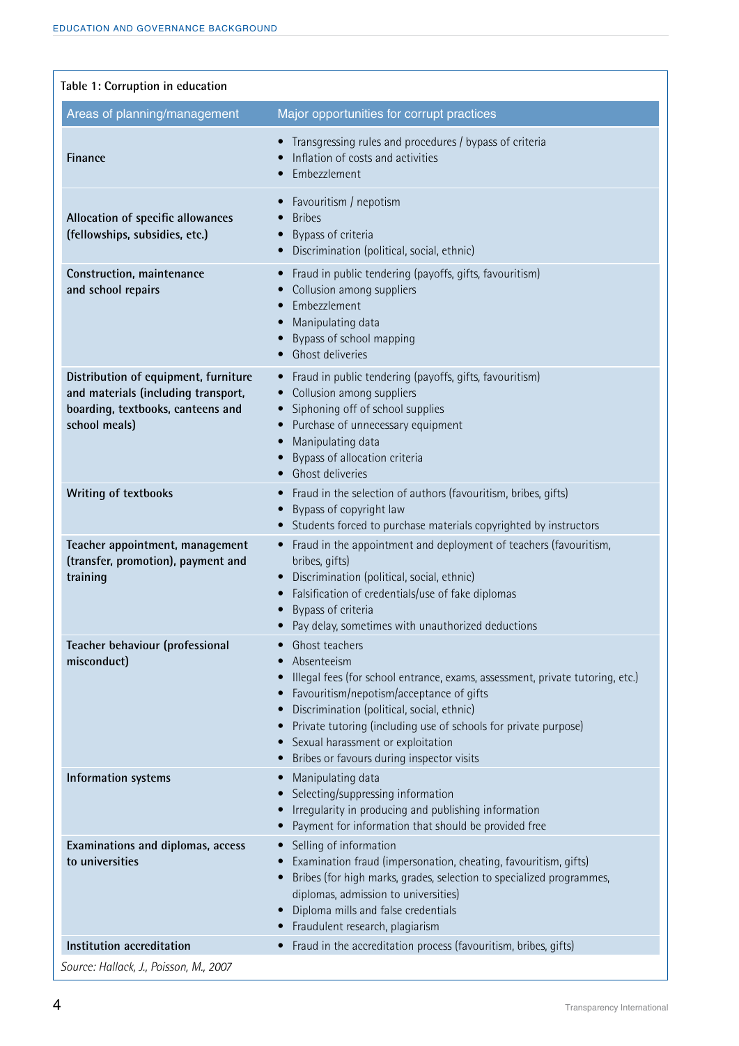**Table 1: Corruption in education**

| Areas of planning/management | Major opportunities for corrupt practices |
|---|---|
| **Finance** | • Transgressing rules and procedures / bypass of criteria<br>• Inflation of costs and activities<br>• Embezzlement |
| **Allocation of specific allowances (fellowships, subsidies, etc.)** | • Favouritism / nepotism<br>• Bribes<br>• Bypass of criteria<br>• Discrimination (political, social, ethnic) |
| **Construction, maintenance and school repairs** | • Fraud in public tendering (payoffs, gifts, favouritism)<br>• Collusion among suppliers<br>• Embezzlement<br>• Manipulating data<br>• Bypass of school mapping<br>• Ghost deliveries |
| **Distribution of equipment, furniture and materials (including transport, boarding, textbooks, canteens and school meals)** | • Fraud in public tendering (payoffs, gifts, favouritism)<br>• Collusion among suppliers<br>• Siphoning off of school supplies<br>• Purchase of unnecessary equipment<br>• Manipulating data<br>• Bypass of allocation criteria<br>• Ghost deliveries |
| **Writing of textbooks** | • Fraud in the selection of authors (favouritism, bribes, gifts)<br>• Bypass of copyright law<br>• Students forced to purchase materials copyrighted by instructors |
| **Teacher appointment, management (transfer, promotion), payment and training** | • Fraud in the appointment and deployment of teachers (favouritism, bribes, gifts)<br>• Discrimination (political, social, ethnic)<br>• Falsification of credentials/use of fake diplomas<br>• Bypass of criteria<br>• Pay delay, sometimes with unauthorized deductions |
| **Teacher behaviour (professional misconduct)** | • Ghost teachers<br>• Absenteeism<br>• Illegal fees (for school entrance, exams, assessment, private tutoring, etc.)<br>• Favouritism/nepotism/acceptance of gifts<br>• Discrimination (political, social, ethnic)<br>• Private tutoring (including use of schools for private purpose)<br>• Sexual harassment or exploitation<br>• Bribes or favours during inspector visits |
| **Information systems** | • Manipulating data<br>• Selecting/suppressing information<br>• Irregularity in producing and publishing information<br>• Payment for information that should be provided free |
| **Examinations and diplomas, access to universities** | • Selling of information<br>• Examination fraud (impersonation, cheating, favouritism, gifts)<br>• Bribes (for high marks, grades, selection to specialized programmes, diplomas, admission to universities)<br>• Diploma mills and false credentials<br>• Fraudulent research, plagiarism |
| **Institution accreditation** | • Fraud in the accreditation process (favouritism, bribes, gifts) |

*Source: Hallack, J., Poisson, M., 2007*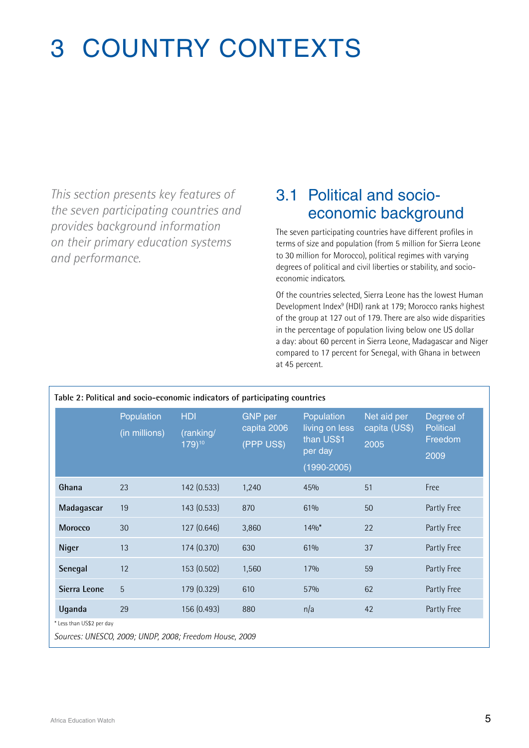# 3 COUNTRY CONTEXTS

*This section presents key features of the seven participating countries and provides background information on their primary education systems and performance.*

## 3.1 Political and socio-economic background

The seven participating countries have different profiles in terms of size and population (from 5 million for Sierra Leone to 30 million for Morocco), political regimes with varying degrees of political and civil liberties or stability, and socio-economic indicators.

Of the countries selected, Sierra Leone has the lowest Human Development Index[9] (HDI) rank at 179; Morocco ranks highest of the group at 127 out of 179. There are also wide disparities in the percentage of population living below one US dollar a day: about 60 percent in Sierra Leone, Madagascar and Niger compared to 17 percent for Senegal, with Ghana in between at 45 percent.

**Table 2: Political and socio-economic indicators of participating countries**

| | Population (in millions) | HDI (ranking/ 179)[10] | GNP per capita 2006 (PPP US$) | Population living on less than US$1 per day (1990-2005) | Net aid per capita (US$) 2005 | Degree of Political Freedom 2009 |
|---|---|---|---|---|---|---|
| **Ghana** | 23 | 142 (0.533) | 1,240 | 45% | 51 | Free |
| **Madagascar** | 19 | 143 (0.533) | 870 | 61% | 50 | Partly Free |
| **Morocco** | 30 | 127 (0.646) | 3,860 | 14%* | 22 | Partly Free |
| **Niger** | 13 | 174 (0.370) | 630 | 61% | 37 | Partly Free |
| **Senegal** | 12 | 153 (0.502) | 1,560 | 17% | 59 | Partly Free |
| **Sierra Leone** | 5 | 179 (0.329) | 610 | 57% | 62 | Partly Free |
| **Uganda** | 29 | 156 (0.493) | 880 | n/a | 42 | Partly Free |

* Less than US$2 per day

*Sources: UNESCO, 2009; UNDP, 2008; Freedom House, 2009*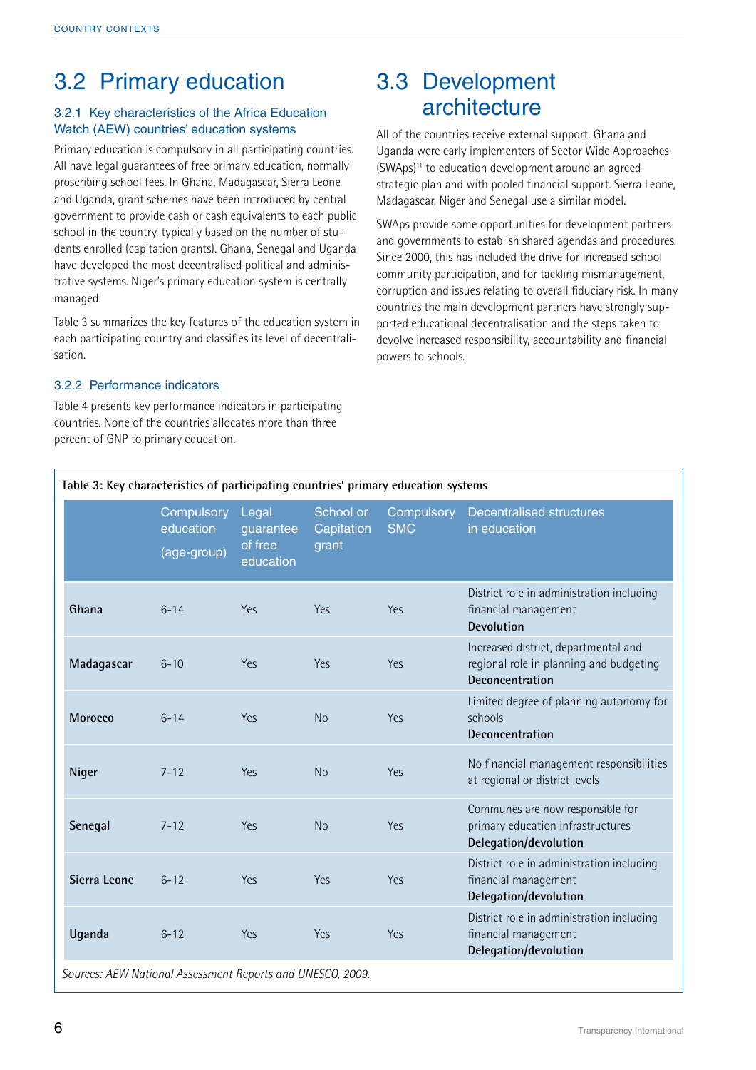## 3.2 Primary education

### 3.2.1 Key characteristics of the Africa Education Watch (AEW) countries' education systems

Primary education is compulsory in all participating countries. All have legal guarantees of free primary education, normally proscribing school fees. In Ghana, Madagascar, Sierra Leone and Uganda, grant schemes have been introduced by central government to provide cash or cash equivalents to each public school in the country, typically based on the number of students enrolled (capitation grants). Ghana, Senegal and Uganda have developed the most decentralised political and administrative systems. Niger's primary education system is centrally managed.

Table 3 summarizes the key features of the education system in each participating country and classifies its level of decentralisation.

### 3.2.2 Performance indicators

Table 4 presents key performance indicators in participating countries. None of the countries allocates more than three percent of GNP to primary education.

## 3.3 Development architecture

All of the countries receive external support. Ghana and Uganda were early implementers of Sector Wide Approaches (SWAps)[11] to education development around an agreed strategic plan and with pooled financial support. Sierra Leone, Madagascar, Niger and Senegal use a similar model.

SWAps provide some opportunities for development partners and governments to establish shared agendas and procedures. Since 2000, this has included the drive for increased school community participation, and for tackling mismanagement, corruption and issues relating to overall fiduciary risk. In many countries the main development partners have strongly supported educational decentralisation and the steps taken to devolve increased responsibility, accountability and financial powers to schools.

**Table 3: Key characteristics of participating countries' primary education systems**

| | Compulsory education (age-group) | Legal guarantee of free education | School or Capitation grant | Compulsory SMC | Decentralised structures in education |
|---|---|---|---|---|---|
| **Ghana** | 6-14 | Yes | Yes | Yes | District role in administration including financial management **Devolution** |
| **Madagascar** | 6-10 | Yes | Yes | Yes | Increased district, departmental and regional role in planning and budgeting **Deconcentration** |
| **Morocco** | 6-14 | Yes | No | Yes | Limited degree of planning autonomy for schools **Deconcentration** |
| **Niger** | 7-12 | Yes | No | Yes | No financial management responsibilities at regional or district levels |
| **Senegal** | 7-12 | Yes | No | Yes | Communes are now responsible for primary education infrastructures **Delegation/devolution** |
| **Sierra Leone** | 6-12 | Yes | Yes | Yes | District role in administration including financial management **Delegation/devolution** |
| **Uganda** | 6-12 | Yes | Yes | Yes | District role in administration including financial management **Delegation/devolution** |

*Sources: AEW National Assessment Reports and UNESCO, 2009.*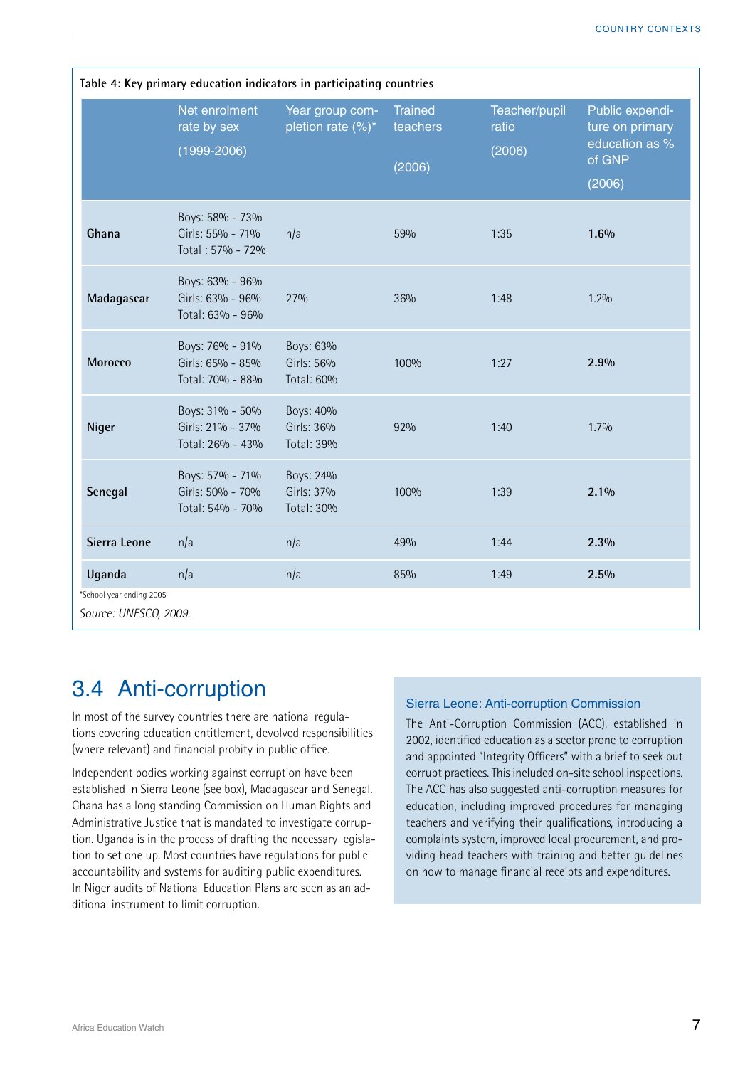Table 4: Key primary education indicators in participating countries

| | Net enrolment rate by sex (1999-2006) | Year group completion rate (%)* | Trained teachers (2006) | Teacher/pupil ratio (2006) | Public expenditure on primary education as % of GNP (2006) |
|---|---|---|---|---|---|
| **Ghana** | Boys: 58% - 73%<br>Girls: 55% - 71%<br>Total : 57% - 72% | n/a | 59% | 1:35 | **1.6%** |
| **Madagascar** | Boys: 63% - 96%<br>Girls: 63% - 96%<br>Total: 63% - 96% | 27% | 36% | 1:48 | 1.2% |
| **Morocco** | Boys: 76% - 91%<br>Girls: 65% - 85%<br>Total: 70% - 88% | Boys: 63%<br>Girls: 56%<br>Total: 60% | 100% | 1:27 | **2.9%** |
| **Niger** | Boys: 31% - 50%<br>Girls: 21% - 37%<br>Total: 26% - 43% | Boys: 40%<br>Girls: 36%<br>Total: 39% | 92% | 1:40 | 1.7% |
| **Senegal** | Boys: 57% - 71%<br>Girls: 50% - 70%<br>Total: 54% - 70% | Boys: 24%<br>Girls: 37%<br>Total: 30% | 100% | 1:39 | **2.1%** |
| **Sierra Leone** | n/a | n/a | 49% | 1:44 | **2.3%** |
| **Uganda** | n/a | n/a | 85% | 1:49 | **2.5%** |

*School year ending 2005

*Source: UNESCO, 2009.*

## 3.4 Anti-corruption

In most of the survey countries there are national regulations covering education entitlement, devolved responsibilities (where relevant) and financial probity in public office.

Independent bodies working against corruption have been established in Sierra Leone (see box), Madagascar and Senegal. Ghana has a long standing Commission on Human Rights and Administrative Justice that is mandated to investigate corruption. Uganda is in the process of drafting the necessary legislation to set one up. Most countries have regulations for public accountability and systems for auditing public expenditures. In Niger audits of National Education Plans are seen as an additional instrument to limit corruption.

### Sierra Leone: Anti-corruption Commission

The Anti-Corruption Commission (ACC), established in 2002, identified education as a sector prone to corruption and appointed "Integrity Officers" with a brief to seek out corrupt practices. This included on-site school inspections. The ACC has also suggested anti-corruption measures for education, including improved procedures for managing teachers and verifying their qualifications, introducing a complaints system, improved local procurement, and providing head teachers with training and better guidelines on how to manage financial receipts and expenditures.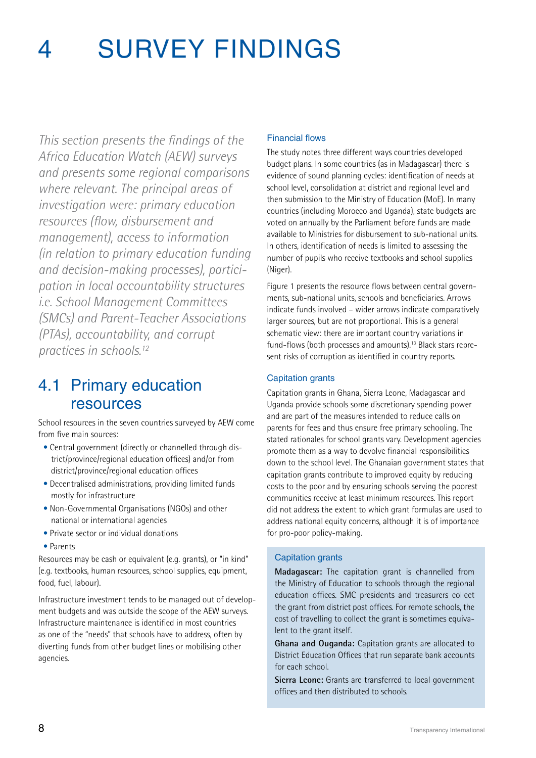# 4 SURVEY FINDINGS

*This section presents the findings of the Africa Education Watch (AEW) surveys and presents some regional comparisons where relevant. The principal areas of investigation were: primary education resources (flow, disbursement and management), access to information (in relation to primary education funding and decision-making processes), participation in local accountability structures i.e. School Management Committees (SMCs) and Parent-Teacher Associations (PTAs), accountability, and corrupt practices in schools.[12]*

## 4.1 Primary education resources

School resources in the seven countries surveyed by AEW come from five main sources:

- Central government (directly or channelled through district/province/regional education offices) and/or from district/province/regional education offices
- Decentralised administrations, providing limited funds mostly for infrastructure
- Non-Governmental Organisations (NGOs) and other national or international agencies
- Private sector or individual donations
- Parents

Resources may be cash or equivalent (e.g. grants), or "in kind" (e.g. textbooks, human resources, school supplies, equipment, food, fuel, labour).

Infrastructure investment tends to be managed out of development budgets and was outside the scope of the AEW surveys. Infrastructure maintenance is identified in most countries as one of the "needs" that schools have to address, often by diverting funds from other budget lines or mobilising other agencies.

### Financial flows

The study notes three different ways countries developed budget plans. In some countries (as in Madagascar) there is evidence of sound planning cycles: identification of needs at school level, consolidation at district and regional level and then submission to the Ministry of Education (MoE). In many countries (including Morocco and Uganda), state budgets are voted on annually by the Parliament before funds are made available to Ministries for disbursement to sub-national units. In others, identification of needs is limited to assessing the number of pupils who receive textbooks and school supplies (Niger).

Figure 1 presents the resource flows between central governments, sub-national units, schools and beneficiaries. Arrows indicate funds involved – wider arrows indicate comparatively larger sources, but are not proportional. This is a general schematic view: there are important country variations in fund-flows (both processes and amounts).[13] Black stars represent risks of corruption as identified in country reports.

### Capitation grants

Capitation grants in Ghana, Sierra Leone, Madagascar and Uganda provide schools some discretionary spending power and are part of the measures intended to reduce calls on parents for fees and thus ensure free primary schooling. The stated rationales for school grants vary. Development agencies promote them as a way to devolve financial responsibilities down to the school level. The Ghanaian government states that capitation grants contribute to improved equity by reducing costs to the poor and by ensuring schools serving the poorest communities receive at least minimum resources. This report did not address the extent to which grant formulas are used to address national equity concerns, although it is of importance for pro-poor policy-making.

> **Capitation grants**
>
> **Madagascar:** The capitation grant is channelled from the Ministry of Education to schools through the regional education offices. SMC presidents and treasurers collect the grant from district post offices. For remote schools, the cost of travelling to collect the grant is sometimes equivalent to the grant itself.
>
> **Ghana and Ouganda:** Capitation grants are allocated to District Education Offices that run separate bank accounts for each school.
>
> **Sierra Leone:** Grants are transferred to local government offices and then distributed to schools.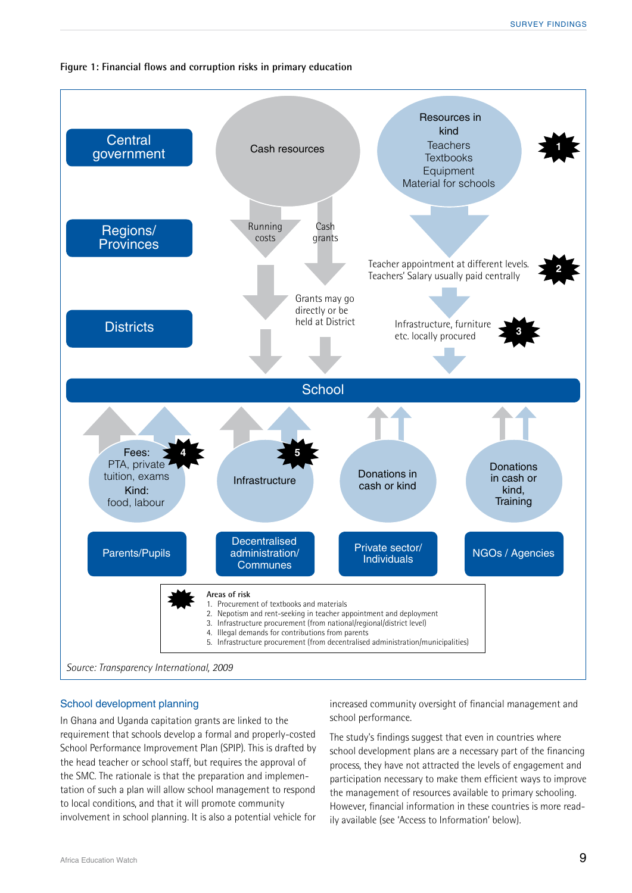**Figure 1: Financial flows and corruption risks in primary education**

Central government

Regions/ Provinces

Districts

Cash resources

Running costs

Cash grants

Grants may go directly or be held at District

Resources in kind
Teachers
Textbooks
Equipment
Material for schools

1

Teacher appointment at different levels. Teachers' Salary usually paid centrally

2

Infrastructure, furniture etc. locally procured

3

School

Fees: PTA, private tuition, exams
Kind: food, labour

4

Infrastructure

5

Donations in cash or kind

Donations in cash or kind, Training

Parents/Pupils

Decentralised administration/ Communes

Private sector/ Individuals

NGOs / Agencies

Areas of risk

1. Procurement of textbooks and materials
2. Nepotism and rent-seeking in teacher appointment and deployment
3. Infrastructure procurement (from national/regional/district level)
4. Illegal demands for contributions from parents
5. Infrastructure procurement (from decentralised administration/municipalities)

*Source: Transparency International, 2009*

## School development planning

In Ghana and Uganda capitation grants are linked to the requirement that schools develop a formal and properly-costed School Performance Improvement Plan (SPIP). This is drafted by the head teacher or school staff, but requires the approval of the SMC. The rationale is that the preparation and implementation of such a plan will allow school management to respond to local conditions, and that it will promote community involvement in school planning. It is also a potential vehicle for increased community oversight of financial management and school performance.

The study's findings suggest that even in countries where school development plans are a necessary part of the financing process, they have not attracted the levels of engagement and participation necessary to make them efficient ways to improve the management of resources available to primary schooling. However, financial information in these countries is more readily available (see 'Access to Information' below).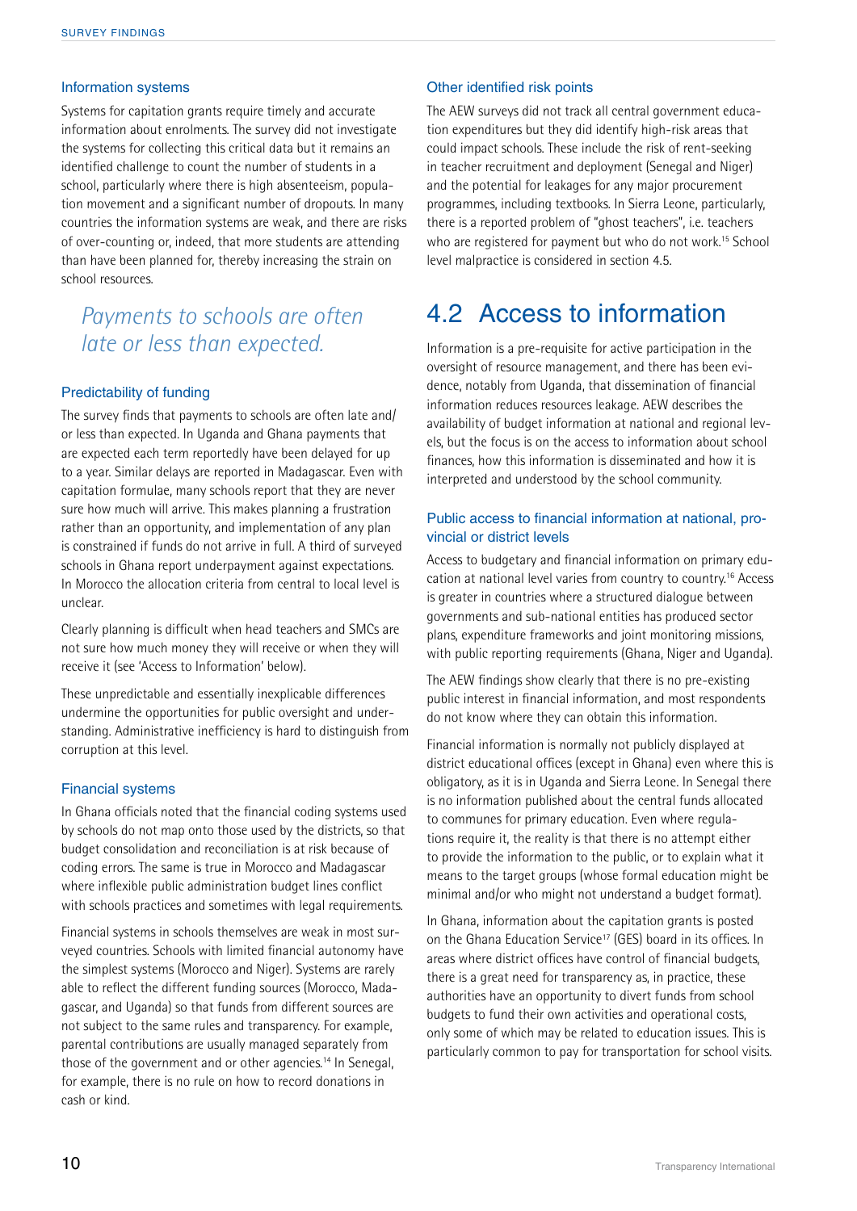### Information systems

Systems for capitation grants require timely and accurate information about enrolments. The survey did not investigate the systems for collecting this critical data but it remains an identified challenge to count the number of students in a school, particularly where there is high absenteeism, population movement and a significant number of dropouts. In many countries the information systems are weak, and there are risks of over-counting or, indeed, that more students are attending than have been planned for, thereby increasing the strain on school resources.

*Payments to schools are often late or less than expected.*

### Predictability of funding

The survey finds that payments to schools are often late and/or less than expected. In Uganda and Ghana payments that are expected each term reportedly have been delayed for up to a year. Similar delays are reported in Madagascar. Even with capitation formulae, many schools report that they are never sure how much will arrive. This makes planning a frustration rather than an opportunity, and implementation of any plan is constrained if funds do not arrive in full. A third of surveyed schools in Ghana report underpayment against expectations. In Morocco the allocation criteria from central to local level is unclear.

Clearly planning is difficult when head teachers and SMCs are not sure how much money they will receive or when they will receive it (see 'Access to Information' below).

These unpredictable and essentially inexplicable differences undermine the opportunities for public oversight and understanding. Administrative inefficiency is hard to distinguish from corruption at this level.

### Financial systems

In Ghana officials noted that the financial coding systems used by schools do not map onto those used by the districts, so that budget consolidation and reconciliation is at risk because of coding errors. The same is true in Morocco and Madagascar where inflexible public administration budget lines conflict with schools practices and sometimes with legal requirements.

Financial systems in schools themselves are weak in most surveyed countries. Schools with limited financial autonomy have the simplest systems (Morocco and Niger). Systems are rarely able to reflect the different funding sources (Morocco, Madagascar, and Uganda) so that funds from different sources are not subject to the same rules and transparency. For example, parental contributions are usually managed separately from those of the government and or other agencies.[14] In Senegal, for example, there is no rule on how to record donations in cash or kind.

### Other identified risk points

The AEW surveys did not track all central government education expenditures but they did identify high-risk areas that could impact schools. These include the risk of rent-seeking in teacher recruitment and deployment (Senegal and Niger) and the potential for leakages for any major procurement programmes, including textbooks. In Sierra Leone, particularly, there is a reported problem of "ghost teachers", i.e. teachers who are registered for payment but who do not work.[15] School level malpractice is considered in section 4.5.

## 4.2 Access to information

Information is a pre-requisite for active participation in the oversight of resource management, and there has been evidence, notably from Uganda, that dissemination of financial information reduces resources leakage. AEW describes the availability of budget information at national and regional levels, but the focus is on the access to information about school finances, how this information is disseminated and how it is interpreted and understood by the school community.

### Public access to financial information at national, provincial or district levels

Access to budgetary and financial information on primary education at national level varies from country to country.[16] Access is greater in countries where a structured dialogue between governments and sub-national entities has produced sector plans, expenditure frameworks and joint monitoring missions, with public reporting requirements (Ghana, Niger and Uganda).

The AEW findings show clearly that there is no pre-existing public interest in financial information, and most respondents do not know where they can obtain this information.

Financial information is normally not publicly displayed at district educational offices (except in Ghana) even where this is obligatory, as it is in Uganda and Sierra Leone. In Senegal there is no information published about the central funds allocated to communes for primary education. Even where regulations require it, the reality is that there is no attempt either to provide the information to the public, or to explain what it means to the target groups (whose formal education might be minimal and/or who might not understand a budget format).

In Ghana, information about the capitation grants is posted on the Ghana Education Service[17] (GES) board in its offices. In areas where district offices have control of financial budgets, there is a great need for transparency as, in practice, these authorities have an opportunity to divert funds from school budgets to fund their own activities and operational costs, only some of which may be related to education issues. This is particularly common to pay for transportation for school visits.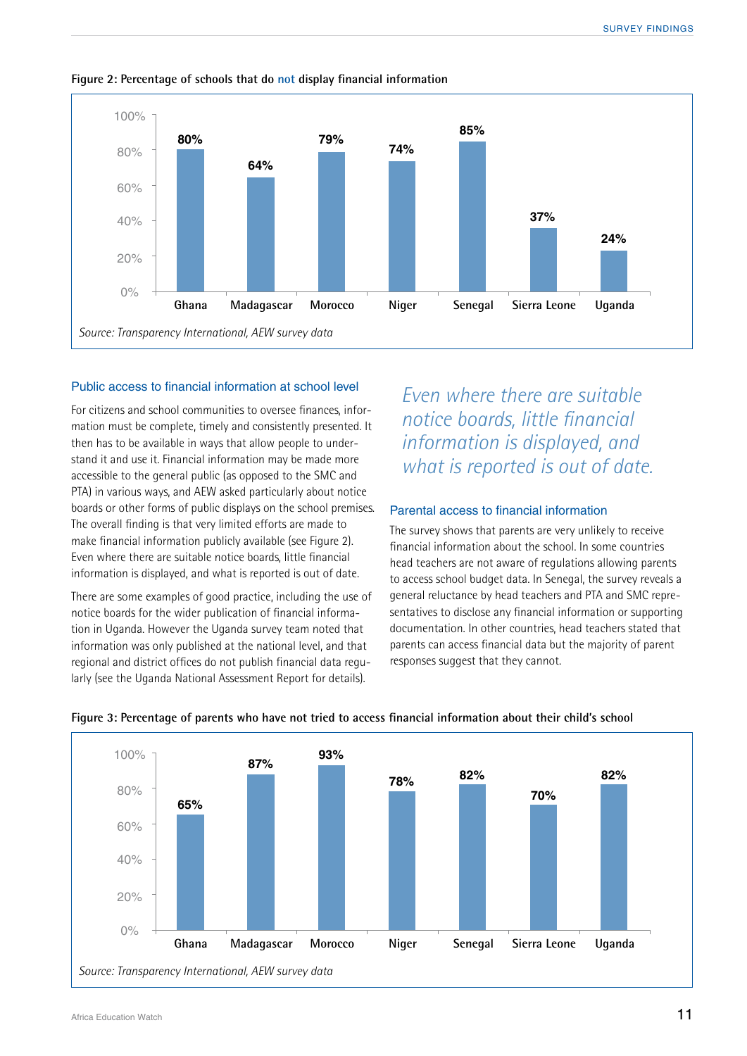**Figure 2: Percentage of schools that do not display financial information**

| Country | % |
|---|---|
| Ghana | 80% |
| Madagascar | 64% |
| Morocco | 79% |
| Niger | 74% |
| Senegal | 85% |
| Sierra Leone | 37% |
| Uganda | 24% |

*Source: Transparency International, AEW survey data*

## Public access to financial information at school level

For citizens and school communities to oversee finances, information must be complete, timely and consistently presented. It then has to be available in ways that allow people to understand it and use it. Financial information may be made more accessible to the general public (as opposed to the SMC and PTA) in various ways, and AEW asked particularly about notice boards or other forms of public displays on the school premises. The overall finding is that very limited efforts are made to make financial information publicly available (see Figure 2). Even where there are suitable notice boards, little financial information is displayed, and what is reported is out of date.

There are some examples of good practice, including the use of notice boards for the wider publication of financial information in Uganda. However the Uganda survey team noted that information was only published at the national level, and that regional and district offices do not publish financial data regularly (see the Uganda National Assessment Report for details).

*Even where there are suitable notice boards, little financial information is displayed, and what is reported is out of date.*

## Parental access to financial information

The survey shows that parents are very unlikely to receive financial information about the school. In some countries head teachers are not aware of regulations allowing parents to access school budget data. In Senegal, the survey reveals a general reluctance by head teachers and PTA and SMC representatives to disclose any financial information or supporting documentation. In other countries, head teachers stated that parents can access financial data but the majority of parent responses suggest that they cannot.

**Figure 3: Percentage of parents who have not tried to access financial information about their child's school**

| Country | % |
|---|---|
| Ghana | 65% |
| Madagascar | 87% |
| Morocco | 93% |
| Niger | 78% |
| Senegal | 82% |
| Sierra Leone | 70% |
| Uganda | 82% |

*Source: Transparency International, AEW survey data*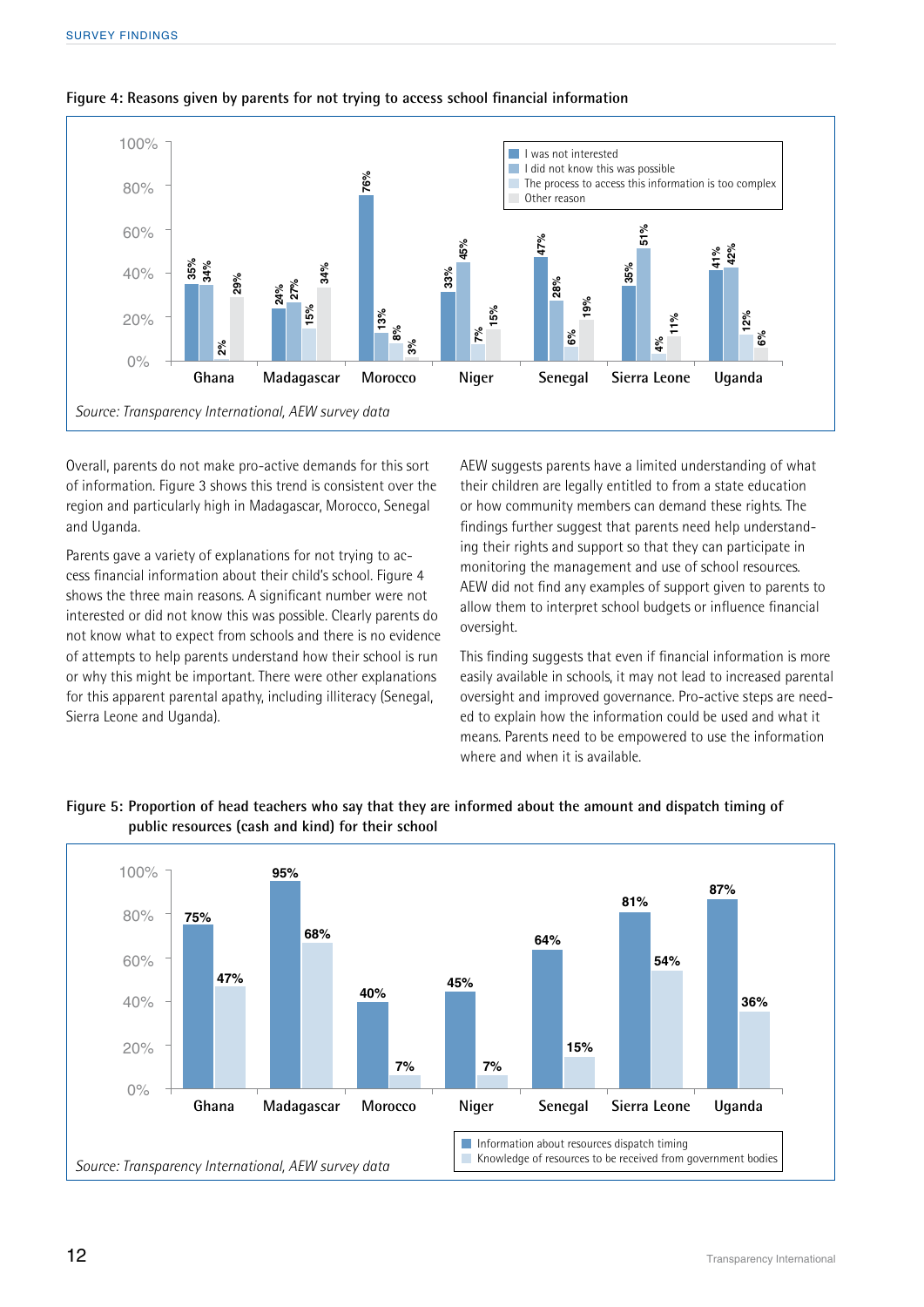Figure 4: Reasons given by parents for not trying to access school financial information

| Country | I was not interested | I did not know this was possible | The process to access this information is too complex | Other reason |
|---|---|---|---|---|
| Ghana | 35% | 34% | 2% | 29% |
| Madagascar | 24% | 27% | 15% | 34% |
| Morocco | 76% | 13% | 8% | 3% |
| Niger | 33% | 45% | 7% | 15% |
| Senegal | 47% | 28% | 6% | 19% |
| Sierra Leone | 35% | 51% | 4% | 11% |
| Uganda | 41% | 42% | 12% | 6% |

*Source: Transparency International, AEW survey data*

Overall, parents do not make pro-active demands for this sort of information. Figure 3 shows this trend is consistent over the region and particularly high in Madagascar, Morocco, Senegal and Uganda.

Parents gave a variety of explanations for not trying to access financial information about their child's school. Figure 4 shows the three main reasons. A significant number were not interested or did not know this was possible. Clearly parents do not know what to expect from schools and there is no evidence of attempts to help parents understand how their school is run or why this might be important. There were other explanations for this apparent parental apathy, including illiteracy (Senegal, Sierra Leone and Uganda).

AEW suggests parents have a limited understanding of what their children are legally entitled to from a state education or how community members can demand these rights. The findings further suggest that parents need help understanding their rights and support so that they can participate in monitoring the management and use of school resources. AEW did not find any examples of support given to parents to allow them to interpret school budgets or influence financial oversight.

This finding suggests that even if financial information is more easily available in schools, it may not lead to increased parental oversight and improved governance. Pro-active steps are needed to explain how the information could be used and what it means. Parents need to be empowered to use the information where and when it is available.

Figure 5: Proportion of head teachers who say that they are informed about the amount and dispatch timing of public resources (cash and kind) for their school

| Country | Information about resources dispatch timing | Knowledge of resources to be received from government bodies |
|---|---|---|
| Ghana | 75% | 47% |
| Madagascar | 95% | 68% |
| Morocco | 40% | 7% |
| Niger | 45% | 7% |
| Senegal | 64% | 15% |
| Sierra Leone | 81% | 54% |
| Uganda | 87% | 36% |

*Source: Transparency International, AEW survey data*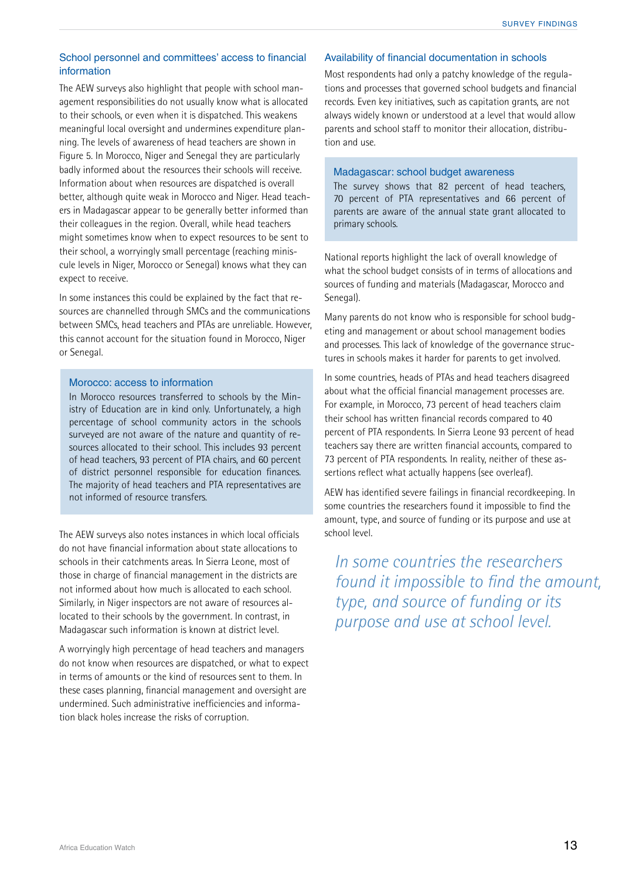## School personnel and committees' access to financial information

The AEW surveys also highlight that people with school management responsibilities do not usually know what is allocated to their schools, or even when it is dispatched. This weakens meaningful local oversight and undermines expenditure planning. The levels of awareness of head teachers are shown in Figure 5. In Morocco, Niger and Senegal they are particularly badly informed about the resources their schools will receive. Information about when resources are dispatched is overall better, although quite weak in Morocco and Niger. Head teachers in Madagascar appear to be generally better informed than their colleagues in the region. Overall, while head teachers might sometimes know when to expect resources to be sent to their school, a worryingly small percentage (reaching miniscule levels in Niger, Morocco or Senegal) knows what they can expect to receive.

In some instances this could be explained by the fact that resources are channelled through SMCs and the communications between SMCs, head teachers and PTAs are unreliable. However, this cannot account for the situation found in Morocco, Niger or Senegal.

> ### Morocco: access to information
>
> In Morocco resources transferred to schools by the Ministry of Education are in kind only. Unfortunately, a high percentage of school community actors in the schools surveyed are not aware of the nature and quantity of resources allocated to their school. This includes 93 percent of head teachers, 93 percent of PTA chairs, and 60 percent of district personnel responsible for education finances. The majority of head teachers and PTA representatives are not informed of resource transfers.

The AEW surveys also notes instances in which local officials do not have financial information about state allocations to schools in their catchments areas. In Sierra Leone, most of those in charge of financial management in the districts are not informed about how much is allocated to each school. Similarly, in Niger inspectors are not aware of resources allocated to their schools by the government. In contrast, in Madagascar such information is known at district level.

A worryingly high percentage of head teachers and managers do not know when resources are dispatched, or what to expect in terms of amounts or the kind of resources sent to them. In these cases planning, financial management and oversight are undermined. Such administrative inefficiencies and information black holes increase the risks of corruption.

## Availability of financial documentation in schools

Most respondents had only a patchy knowledge of the regulations and processes that governed school budgets and financial records. Even key initiatives, such as capitation grants, are not always widely known or understood at a level that would allow parents and school staff to monitor their allocation, distribution and use.

> ### Madagascar: school budget awareness
>
> The survey shows that 82 percent of head teachers, 70 percent of PTA representatives and 66 percent of parents are aware of the annual state grant allocated to primary schools.

National reports highlight the lack of overall knowledge of what the school budget consists of in terms of allocations and sources of funding and materials (Madagascar, Morocco and Senegal).

Many parents do not know who is responsible for school budgeting and management or about school management bodies and processes. This lack of knowledge of the governance structures in schools makes it harder for parents to get involved.

In some countries, heads of PTAs and head teachers disagreed about what the official financial management processes are. For example, in Morocco, 73 percent of head teachers claim their school has written financial records compared to 40 percent of PTA respondents. In Sierra Leone 93 percent of head teachers say there are written financial accounts, compared to 73 percent of PTA respondents. In reality, neither of these assertions reflect what actually happens (see overleaf).

AEW has identified severe failings in financial recordkeeping. In some countries the researchers found it impossible to find the amount, type, and source of funding or its purpose and use at school level.

*In some countries the researchers found it impossible to find the amount, type, and source of funding or its purpose and use at school level.*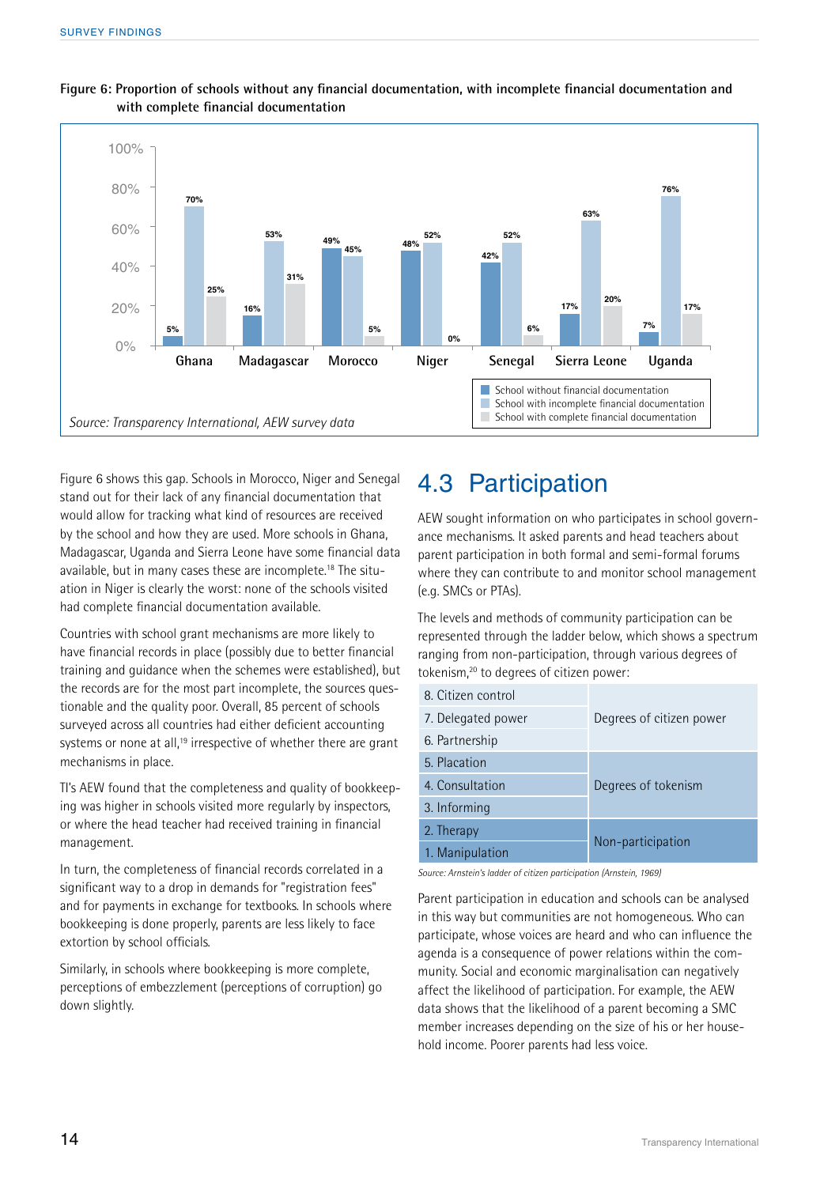**Figure 6: Proportion of schools without any financial documentation, with incomplete financial documentation and with complete financial documentation**

| Country | School without financial documentation | School with incomplete financial documentation | School with complete financial documentation |
|---|---|---|---|
| Ghana | 5% | 70% | 25% |
| Madagascar | 16% | 53% | 31% |
| Morocco | 49% | 45% | 5% |
| Niger | 48% | 52% | 0% |
| Senegal | 42% | 52% | 6% |
| Sierra Leone | 17% | 63% | 20% |
| Uganda | 7% | 76% | 17% |

*Source: Transparency International, AEW survey data*

Figure 6 shows this gap. Schools in Morocco, Niger and Senegal stand out for their lack of any financial documentation that would allow for tracking what kind of resources are received by the school and how they are used. More schools in Ghana, Madagascar, Uganda and Sierra Leone have some financial data available, but in many cases these are incomplete.[18] The situation in Niger is clearly the worst: none of the schools visited had complete financial documentation available.

Countries with school grant mechanisms are more likely to have financial records in place (possibly due to better financial training and guidance when the schemes were established), but the records are for the most part incomplete, the sources questionable and the quality poor. Overall, 85 percent of schools surveyed across all countries had either deficient accounting systems or none at all,[19] irrespective of whether there are grant mechanisms in place.

TI's AEW found that the completeness and quality of bookkeeping was higher in schools visited more regularly by inspectors, or where the head teacher had received training in financial management.

In turn, the completeness of financial records correlated in a significant way to a drop in demands for "registration fees" and for payments in exchange for textbooks. In schools where bookkeeping is done properly, parents are less likely to face extortion by school officials.

Similarly, in schools where bookkeeping is more complete, perceptions of embezzlement (perceptions of corruption) go down slightly.

## 4.3 Participation

AEW sought information on who participates in school governance mechanisms. It asked parents and head teachers about parent participation in both formal and semi-formal forums where they can contribute to and monitor school management (e.g. SMCs or PTAs).

The levels and methods of community participation can be represented through the ladder below, which shows a spectrum ranging from non-participation, through various degrees of tokenism,[20] to degrees of citizen power:

| Rung | Category |
|---|---|
| 8. Citizen control | Degrees of citizen power |
| 7. Delegated power | |
| 6. Partnership | |
| 5. Placation | Degrees of tokenism |
| 4. Consultation | |
| 3. Informing | |
| 2. Therapy | Non-participation |
| 1. Manipulation | |

*Source: Arnstein's ladder of citizen participation (Arnstein, 1969)*

Parent participation in education and schools can be analysed in this way but communities are not homogeneous. Who can participate, whose voices are heard and who can influence the agenda is a consequence of power relations within the community. Social and economic marginalisation can negatively affect the likelihood of participation. For example, the AEW data shows that the likelihood of a parent becoming a SMC member increases depending on the size of his or her household income. Poorer parents had less voice.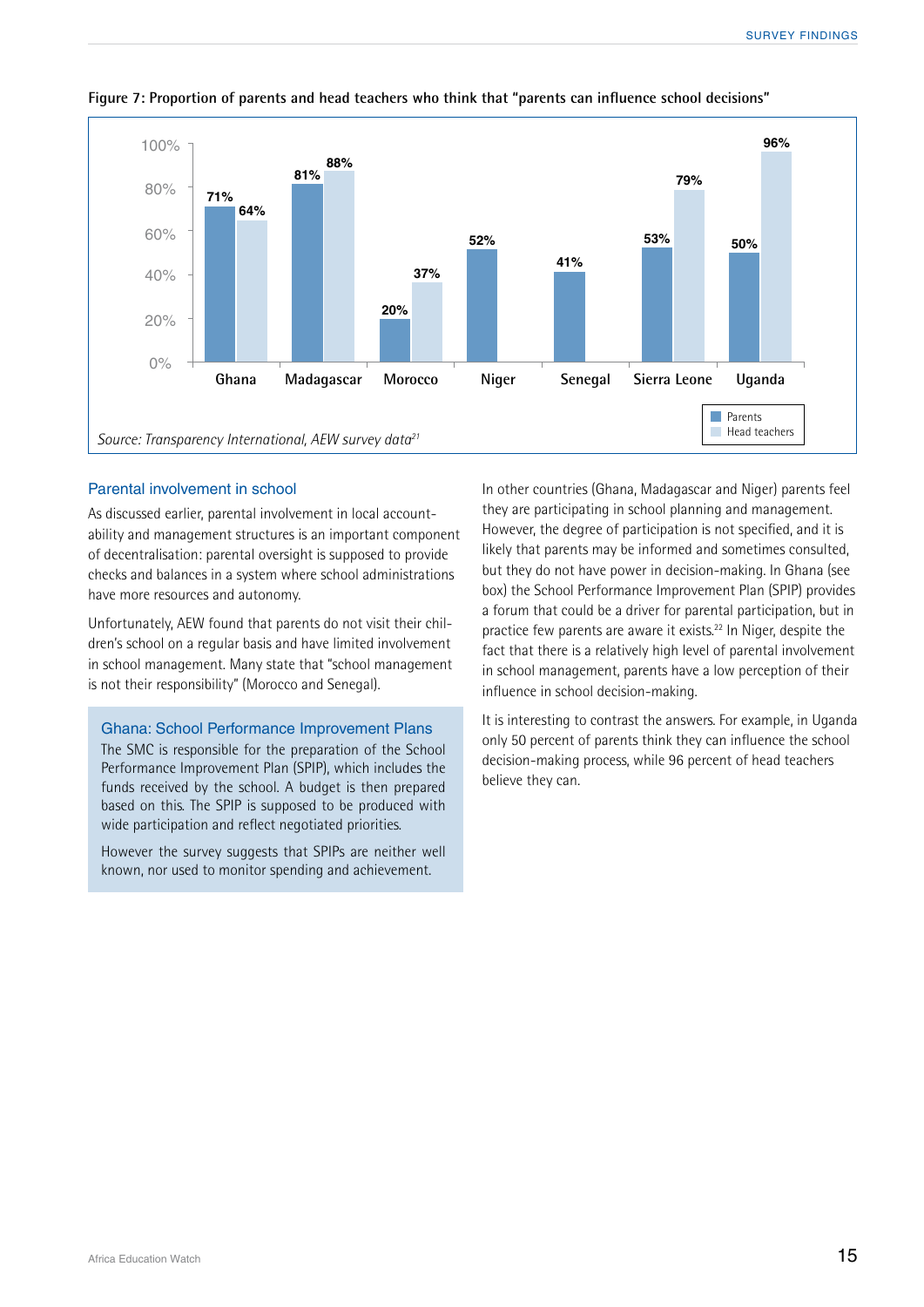**Figure 7: Proportion of parents and head teachers who think that "parents can influence school decisions"**

| Country | Parents | Head teachers |
|---|---|---|
| Ghana | 71% | 64% |
| Madagascar | 81% | 88% |
| Morocco | 20% | 37% |
| Niger | 52% | |
| Senegal | 41% | |
| Sierra Leone | 53% | 79% |
| Uganda | 50% | 96% |

*Source: Transparency International, AEW survey data*[21]

## Parental involvement in school

As discussed earlier, parental involvement in local accountability and management structures is an important component of decentralisation: parental oversight is supposed to provide checks and balances in a system where school administrations have more resources and autonomy.

Unfortunately, AEW found that parents do not visit their children's school on a regular basis and have limited involvement in school management. Many state that "school management is not their responsibility" (Morocco and Senegal).

> ### Ghana: School Performance Improvement Plans
>
> The SMC is responsible for the preparation of the School Performance Improvement Plan (SPIP), which includes the funds received by the school. A budget is then prepared based on this. The SPIP is supposed to be produced with wide participation and reflect negotiated priorities.
>
> However the survey suggests that SPIPs are neither well known, nor used to monitor spending and achievement.

In other countries (Ghana, Madagascar and Niger) parents feel they are participating in school planning and management. However, the degree of participation is not specified, and it is likely that parents may be informed and sometimes consulted, but they do not have power in decision-making. In Ghana (see box) the School Performance Improvement Plan (SPIP) provides a forum that could be a driver for parental participation, but in practice few parents are aware it exists.[22] In Niger, despite the fact that there is a relatively high level of parental involvement in school management, parents have a low perception of their influence in school decision-making.

It is interesting to contrast the answers. For example, in Uganda only 50 percent of parents think they can influence the school decision-making process, while 96 percent of head teachers believe they can.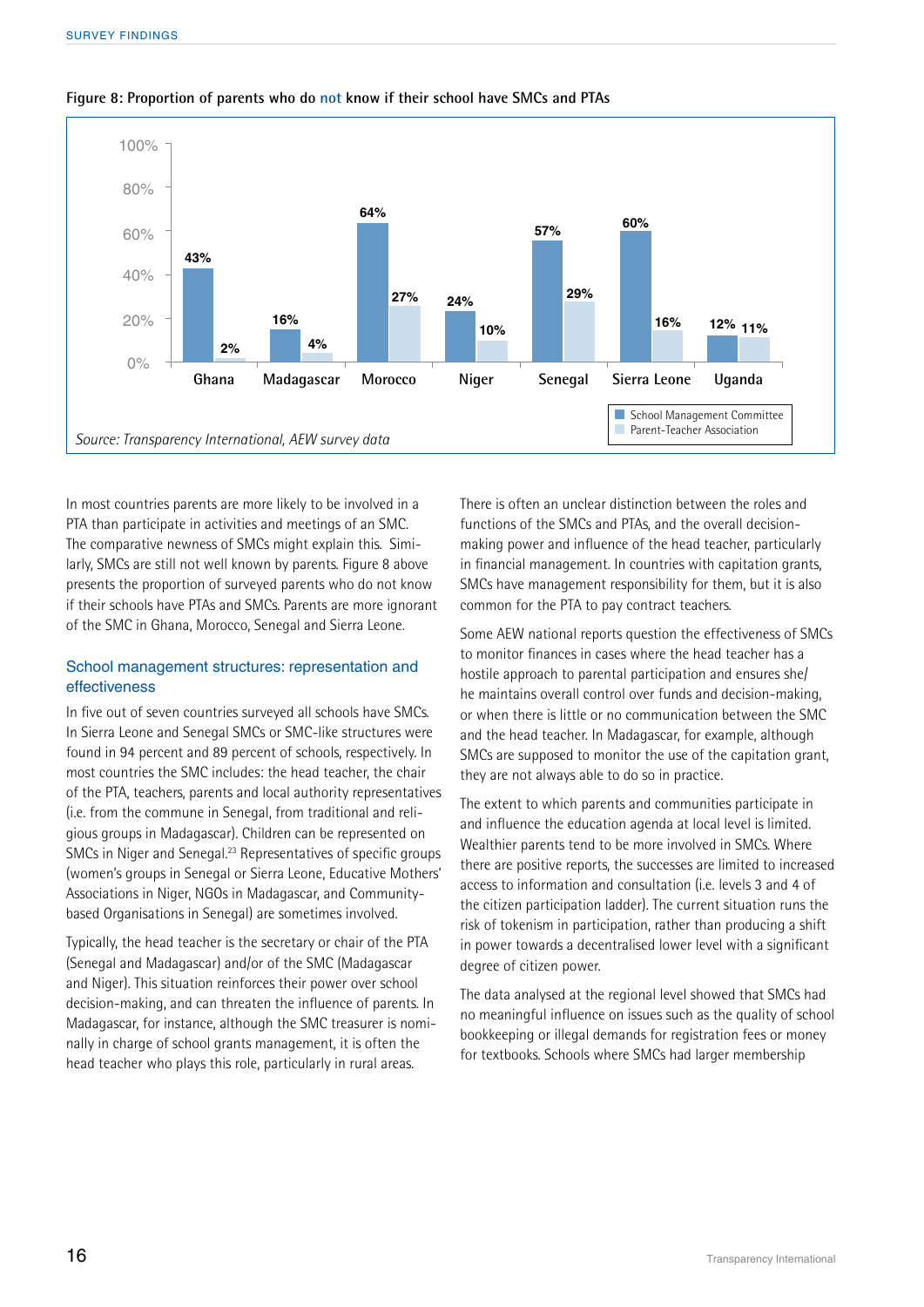**Figure 8: Proportion of parents who do not know if their school have SMCs and PTAs**

| Country | School Management Committee | Parent-Teacher Association |
|---|---|---|
| Ghana | 43% | 2% |
| Madagascar | 16% | 4% |
| Morocco | 64% | 27% |
| Niger | 24% | 10% |
| Senegal | 57% | 29% |
| Sierra Leone | 60% | 16% |
| Uganda | 12% | 11% |

*Source: Transparency International, AEW survey data*

In most countries parents are more likely to be involved in a PTA than participate in activities and meetings of an SMC. The comparative newness of SMCs might explain this. Similarly, SMCs are still not well known by parents. Figure 8 above presents the proportion of surveyed parents who do not know if their schools have PTAs and SMCs. Parents are more ignorant of the SMC in Ghana, Morocco, Senegal and Sierra Leone.

## School management structures: representation and effectiveness

In five out of seven countries surveyed all schools have SMCs. In Sierra Leone and Senegal SMCs or SMC-like structures were found in 94 percent and 89 percent of schools, respectively. In most countries the SMC includes: the head teacher, the chair of the PTA, teachers, parents and local authority representatives (i.e. from the commune in Senegal, from traditional and religious groups in Madagascar). Children can be represented on SMCs in Niger and Senegal.[23] Representatives of specific groups (women's groups in Senegal or Sierra Leone, Educative Mothers' Associations in Niger, NGOs in Madagascar, and Community-based Organisations in Senegal) are sometimes involved.

Typically, the head teacher is the secretary or chair of the PTA (Senegal and Madagascar) and/or of the SMC (Madagascar and Niger). This situation reinforces their power over school decision-making, and can threaten the influence of parents. In Madagascar, for instance, although the SMC treasurer is nominally in charge of school grants management, it is often the head teacher who plays this role, particularly in rural areas.

There is often an unclear distinction between the roles and functions of the SMCs and PTAs, and the overall decision-making power and influence of the head teacher, particularly in financial management. In countries with capitation grants, SMCs have management responsibility for them, but it is also common for the PTA to pay contract teachers.

Some AEW national reports question the effectiveness of SMCs to monitor finances in cases where the head teacher has a hostile approach to parental participation and ensures she/he maintains overall control over funds and decision-making, or when there is little or no communication between the SMC and the head teacher. In Madagascar, for example, although SMCs are supposed to monitor the use of the capitation grant, they are not always able to do so in practice.

The extent to which parents and communities participate in and influence the education agenda at local level is limited. Wealthier parents tend to be more involved in SMCs. Where there are positive reports, the successes are limited to increased access to information and consultation (i.e. levels 3 and 4 of the citizen participation ladder). The current situation runs the risk of tokenism in participation, rather than producing a shift in power towards a decentralised lower level with a significant degree of citizen power.

The data analysed at the regional level showed that SMCs had no meaningful influence on issues such as the quality of school bookkeeping or illegal demands for registration fees or money for textbooks. Schools where SMCs had larger membership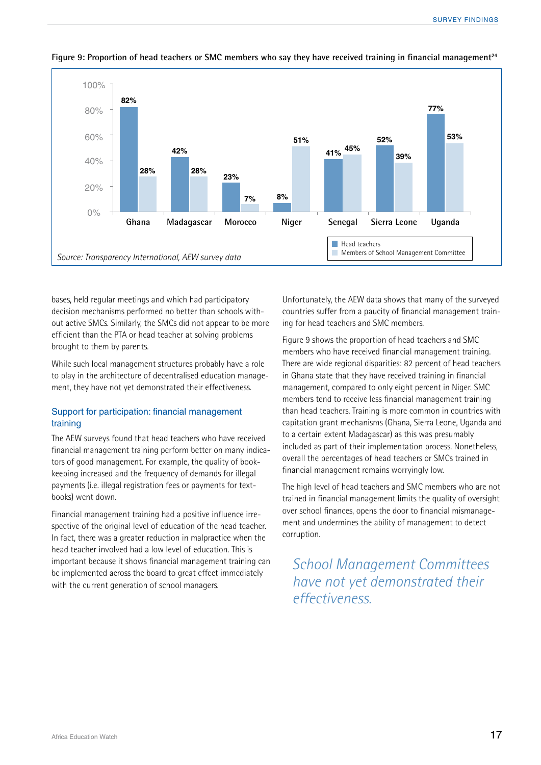**Figure 9: Proportion of head teachers or SMC members who say they have received training in financial management**[24]

| Country | Head teachers | Members of School Management Committee |
|---|---|---|
| Ghana | 82% | 28% |
| Madagascar | 42% | 28% |
| Morocco | 23% | 7% |
| Niger | 8% | 51% |
| Senegal | 41% | 45% |
| Sierra Leone | 52% | 39% |
| Uganda | 77% | 53% |

*Source: Transparency International, AEW survey data*

bases, held regular meetings and which had participatory decision mechanisms performed no better than schools without active SMCs. Similarly, the SMCs did not appear to be more efficient than the PTA or head teacher at solving problems brought to them by parents.

While such local management structures probably have a role to play in the architecture of decentralised education management, they have not yet demonstrated their effectiveness.

## Support for participation: financial management training

The AEW surveys found that head teachers who have received financial management training perform better on many indicators of good management. For example, the quality of bookkeeping increased and the frequency of demands for illegal payments (i.e. illegal registration fees or payments for textbooks) went down.

Financial management training had a positive influence irrespective of the original level of education of the head teacher. In fact, there was a greater reduction in malpractice when the head teacher involved had a low level of education. This is important because it shows financial management training can be implemented across the board to great effect immediately with the current generation of school managers.

Unfortunately, the AEW data shows that many of the surveyed countries suffer from a paucity of financial management training for head teachers and SMC members.

Figure 9 shows the proportion of head teachers and SMC members who have received financial management training. There are wide regional disparities: 82 percent of head teachers in Ghana state that they have received training in financial management, compared to only eight percent in Niger. SMC members tend to receive less financial management training than head teachers. Training is more common in countries with capitation grant mechanisms (Ghana, Sierra Leone, Uganda and to a certain extent Madagascar) as this was presumably included as part of their implementation process. Nonetheless, overall the percentages of head teachers or SMCs trained in financial management remains worryingly low.

The high level of head teachers and SMC members who are not trained in financial management limits the quality of oversight over school finances, opens the door to financial mismanagement and undermines the ability of management to detect corruption.

*School Management Committees have not yet demonstrated their effectiveness.*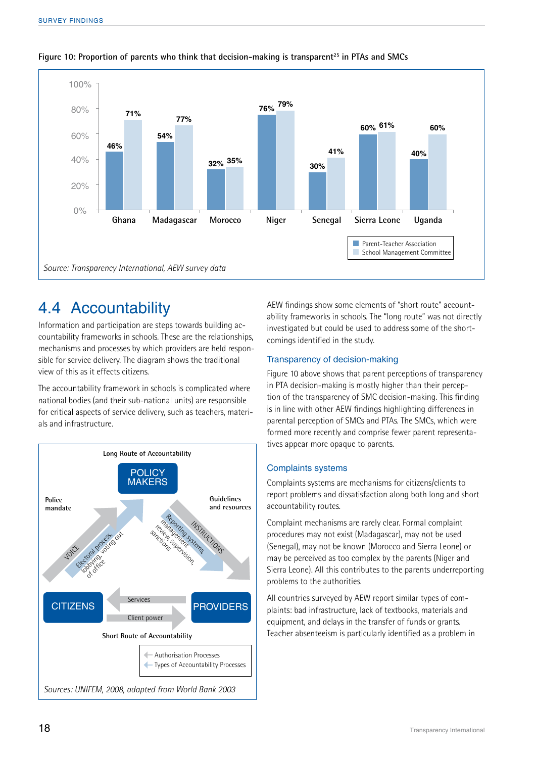**Figure 10: Proportion of parents who think that decision-making is transparent[25] in PTAs and SMCs**

| Country | Parent-Teacher Association | School Management Committee |
|---|---|---|
| Ghana | 46% | 71% |
| Madagascar | 54% | 77% |
| Morocco | 32% | 35% |
| Niger | 76% | 79% |
| Senegal | 30% | 41% |
| Sierra Leone | 60% | 61% |
| Uganda | 40% | 60% |

*Source: Transparency International, AEW survey data*

## 4.4 Accountability

Information and participation are steps towards building accountability frameworks in schools. These are the relationships, mechanisms and processes by which providers are held responsible for service delivery. The diagram shows the traditional view of this as it effects citizens.

The accountability framework in schools is complicated where national bodies (and their sub-national units) are responsible for critical aspects of service delivery, such as teachers, materials and infrastructure.

Long Route of Accountability

POLICY MAKERS — Police mandate; Guidelines and resources

CITIZENS → POLICY MAKERS: VOICE; Electoral process, lobbying, voting out of office

POLICY MAKERS → PROVIDERS: INSTRUCTIONS; Reporting systems, management review, supervision, sanctions

CITIZENS — PROVIDERS: Services; Client power

Short Route of Accountability

Authorisation Processes
Types of Accountability Processes

*Sources: UNIFEM, 2008, adapted from World Bank 2003*

AEW findings show some elements of "short route" accountability frameworks in schools. The "long route" was not directly investigated but could be used to address some of the shortcomings identified in the study.

### Transparency of decision-making

Figure 10 above shows that parent perceptions of transparency in PTA decision-making is mostly higher than their perception of the transparency of SMC decision-making. This finding is in line with other AEW findings highlighting differences in parental perception of SMCs and PTAs. The SMCs, which were formed more recently and comprise fewer parent representatives appear more opaque to parents.

### Complaints systems

Complaints systems are mechanisms for citizens/clients to report problems and dissatisfaction along both long and short accountability routes.

Complaint mechanisms are rarely clear. Formal complaint procedures may not exist (Madagascar), may not be used (Senegal), may not be known (Morocco and Sierra Leone) or may be perceived as too complex by the parents (Niger and Sierra Leone). All this contributes to the parents underreporting problems to the authorities.

All countries surveyed by AEW report similar types of complaints: bad infrastructure, lack of textbooks, materials and equipment, and delays in the transfer of funds or grants. Teacher absenteeism is particularly identified as a problem in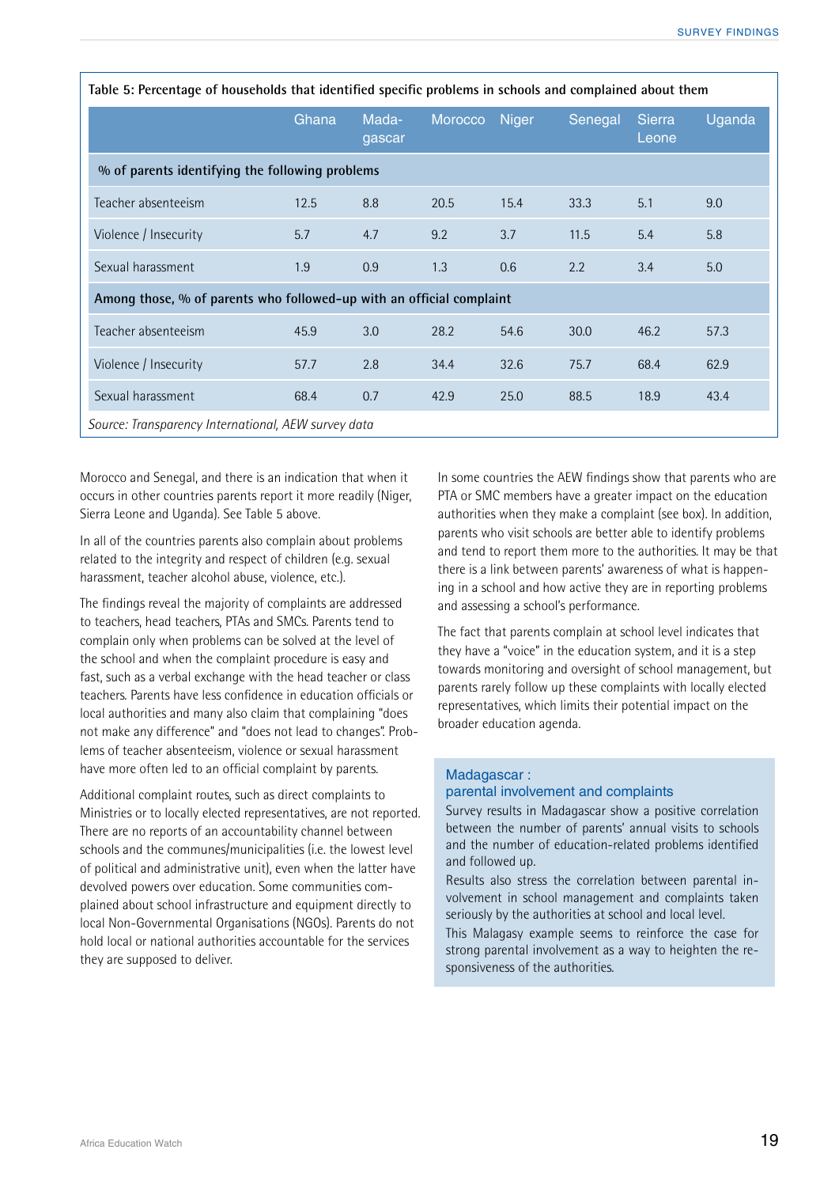**Table 5: Percentage of households that identified specific problems in schools and complained about them**

| | Ghana | Madagascar | Morocco | Niger | Senegal | Sierra Leone | Uganda |
|---|---|---|---|---|---|---|---|
| **% of parents identifying the following problems** | | | | | | | |
| Teacher absenteeism | 12.5 | 8.8 | 20.5 | 15.4 | 33.3 | 5.1 | 9.0 |
| Violence / Insecurity | 5.7 | 4.7 | 9.2 | 3.7 | 11.5 | 5.4 | 5.8 |
| Sexual harassment | 1.9 | 0.9 | 1.3 | 0.6 | 2.2 | 3.4 | 5.0 |
| **Among those, % of parents who followed-up with an official complaint** | | | | | | | |
| Teacher absenteeism | 45.9 | 3.0 | 28.2 | 54.6 | 30.0 | 46.2 | 57.3 |
| Violence / Insecurity | 57.7 | 2.8 | 34.4 | 32.6 | 75.7 | 68.4 | 62.9 |
| Sexual harassment | 68.4 | 0.7 | 42.9 | 25.0 | 88.5 | 18.9 | 43.4 |

*Source: Transparency International, AEW survey data*

Morocco and Senegal, and there is an indication that when it occurs in other countries parents report it more readily (Niger, Sierra Leone and Uganda). See Table 5 above.

In all of the countries parents also complain about problems related to the integrity and respect of children (e.g. sexual harassment, teacher alcohol abuse, violence, etc.).

The findings reveal the majority of complaints are addressed to teachers, head teachers, PTAs and SMCs. Parents tend to complain only when problems can be solved at the level of the school and when the complaint procedure is easy and fast, such as a verbal exchange with the head teacher or class teachers. Parents have less confidence in education officials or local authorities and many also claim that complaining "does not make any difference" and "does not lead to changes". Problems of teacher absenteeism, violence or sexual harassment have more often led to an official complaint by parents.

Additional complaint routes, such as direct complaints to Ministries or to locally elected representatives, are not reported. There are no reports of an accountability channel between schools and the communes/municipalities (i.e. the lowest level of political and administrative unit), even when the latter have devolved powers over education. Some communities complained about school infrastructure and equipment directly to local Non-Governmental Organisations (NGOs). Parents do not hold local or national authorities accountable for the services they are supposed to deliver.

In some countries the AEW findings show that parents who are PTA or SMC members have a greater impact on the education authorities when they make a complaint (see box). In addition, parents who visit schools are better able to identify problems and tend to report them more to the authorities. It may be that there is a link between parents' awareness of what is happening in a school and how active they are in reporting problems and assessing a school's performance.

The fact that parents complain at school level indicates that they have a "voice" in the education system, and it is a step towards monitoring and oversight of school management, but parents rarely follow up these complaints with locally elected representatives, which limits their potential impact on the broader education agenda.

### Madagascar : parental involvement and complaints

Survey results in Madagascar show a positive correlation between the number of parents' annual visits to schools and the number of education-related problems identified and followed up.

Results also stress the correlation between parental involvement in school management and complaints taken seriously by the authorities at school and local level.

This Malagasy example seems to reinforce the case for strong parental involvement as a way to heighten the responsiveness of the authorities.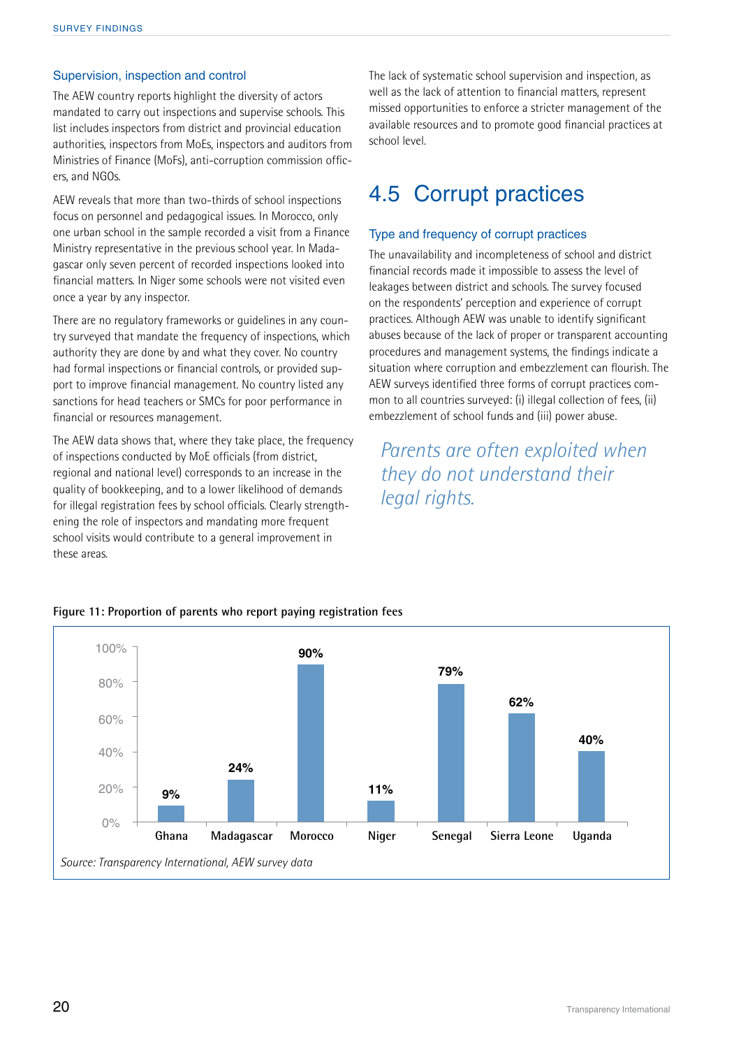### Supervision, inspection and control

The AEW country reports highlight the diversity of actors mandated to carry out inspections and supervise schools. This list includes inspectors from district and provincial education authorities, inspectors from MoEs, inspectors and auditors from Ministries of Finance (MoFs), anti-corruption commission officers, and NGOs.

AEW reveals that more than two-thirds of school inspections focus on personnel and pedagogical issues. In Morocco, only one urban school in the sample recorded a visit from a Finance Ministry representative in the previous school year. In Madagascar only seven percent of recorded inspections looked into financial matters. In Niger some schools were not visited even once a year by any inspector.

There are no regulatory frameworks or guidelines in any country surveyed that mandate the frequency of inspections, which authority they are done by and what they cover. No country had formal inspections or financial controls, or provided support to improve financial management. No country listed any sanctions for head teachers or SMCs for poor performance in financial or resources management.

The AEW data shows that, where they take place, the frequency of inspections conducted by MoE officials (from district, regional and national level) corresponds to an increase in the quality of bookkeeping, and to a lower likelihood of demands for illegal registration fees by school officials. Clearly strengthening the role of inspectors and mandating more frequent school visits would contribute to a general improvement in these areas.

The lack of systematic school supervision and inspection, as well as the lack of attention to financial matters, represent missed opportunities to enforce a stricter management of the available resources and to promote good financial practices at school level.

## 4.5 Corrupt practices

### Type and frequency of corrupt practices

The unavailability and incompleteness of school and district financial records made it impossible to assess the level of leakages between district and schools. The survey focused on the respondents' perception and experience of corrupt practices. Although AEW was unable to identify significant abuses because of the lack of proper or transparent accounting procedures and management systems, the findings indicate a situation where corruption and embezzlement can flourish. The AEW surveys identified three forms of corrupt practices common to all countries surveyed: (i) illegal collection of fees, (ii) embezzlement of school funds and (iii) power abuse.

*Parents are often exploited when they do not understand their legal rights.*

**Figure 11: Proportion of parents who report paying registration fees**

| Country | Proportion |
|---|---|
| Ghana | 9% |
| Madagascar | 24% |
| Morocco | 90% |
| Niger | 11% |
| Senegal | 79% |
| Sierra Leone | 62% |
| Uganda | 40% |

*Source: Transparency International, AEW survey data*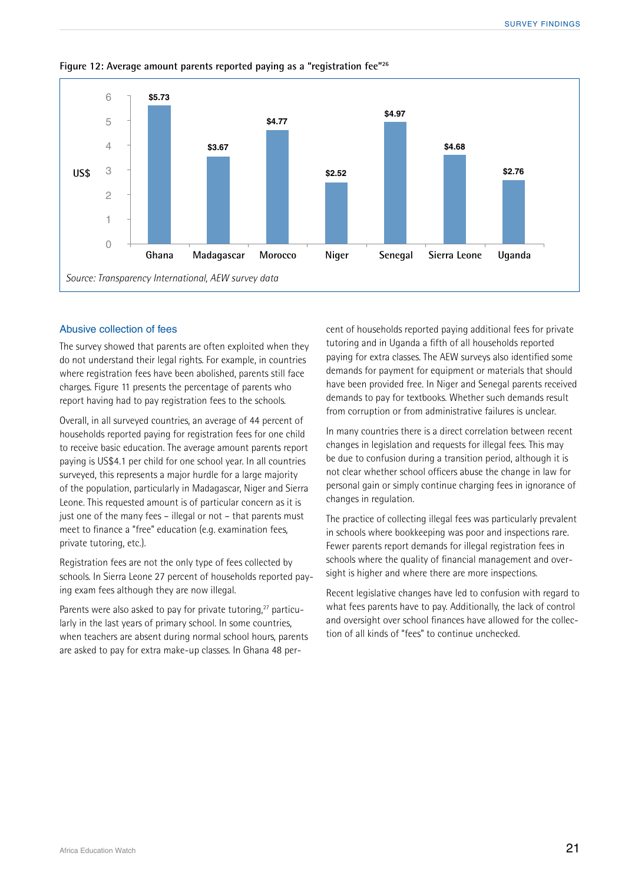**Figure 12: Average amount parents reported paying as a "registration fee"[26]**

| Country | US$ |
|---|---|
| Ghana | $5.73 |
| Madagascar | $3.67 |
| Morocco | $4.77 |
| Niger | $2.52 |
| Senegal | $4.97 |
| Sierra Leone | $4.68 |
| Uganda | $2.76 |

*Source: Transparency International, AEW survey data*

## Abusive collection of fees

The survey showed that parents are often exploited when they do not understand their legal rights. For example, in countries where registration fees have been abolished, parents still face charges. Figure 11 presents the percentage of parents who report having had to pay registration fees to the schools.

Overall, in all surveyed countries, an average of 44 percent of households reported paying for registration fees for one child to receive basic education. The average amount parents report paying is US$4.1 per child for one school year. In all countries surveyed, this represents a major hurdle for a large majority of the population, particularly in Madagascar, Niger and Sierra Leone. This requested amount is of particular concern as it is just one of the many fees – illegal or not – that parents must meet to finance a "free" education (e.g. examination fees, private tutoring, etc.).

Registration fees are not the only type of fees collected by schools. In Sierra Leone 27 percent of households reported paying exam fees although they are now illegal.

Parents were also asked to pay for private tutoring,[27] particularly in the last years of primary school. In some countries, when teachers are absent during normal school hours, parents are asked to pay for extra make-up classes. In Ghana 48 percent of households reported paying additional fees for private tutoring and in Uganda a fifth of all households reported paying for extra classes. The AEW surveys also identified some demands for payment for equipment or materials that should have been provided free. In Niger and Senegal parents received demands to pay for textbooks. Whether such demands result from corruption or from administrative failures is unclear.

In many countries there is a direct correlation between recent changes in legislation and requests for illegal fees. This may be due to confusion during a transition period, although it is not clear whether school officers abuse the change in law for personal gain or simply continue charging fees in ignorance of changes in regulation.

The practice of collecting illegal fees was particularly prevalent in schools where bookkeeping was poor and inspections rare. Fewer parents report demands for illegal registration fees in schools where the quality of financial management and oversight is higher and where there are more inspections.

Recent legislative changes have led to confusion with regard to what fees parents have to pay. Additionally, the lack of control and oversight over school finances have allowed for the collection of all kinds of "fees" to continue unchecked.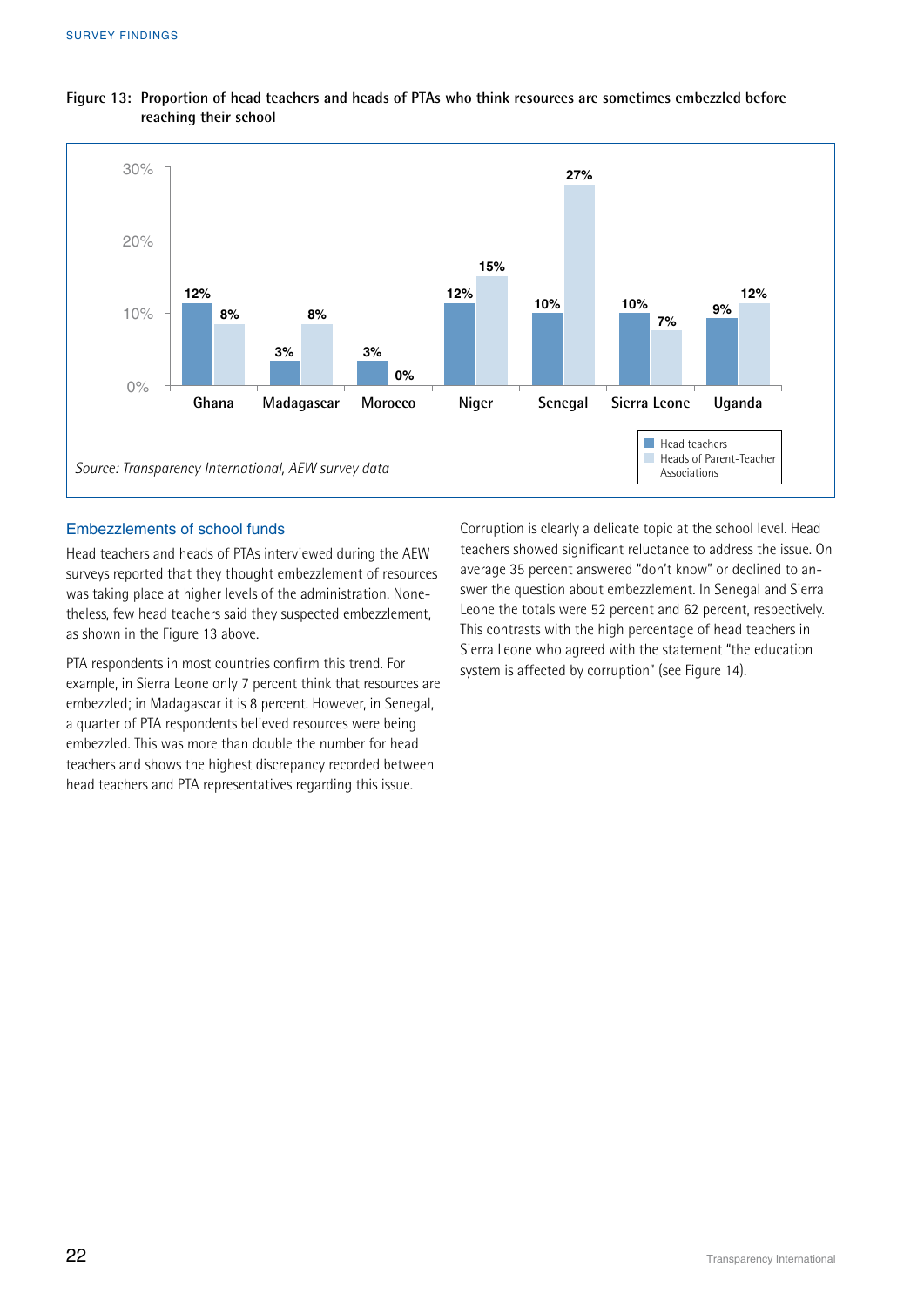**Figure 13: Proportion of head teachers and heads of PTAs who think resources are sometimes embezzled before reaching their school**

| Country | Head teachers | Heads of Parent-Teacher Associations |
|---|---|---|
| Ghana | 12% | 8% |
| Madagascar | 3% | 8% |
| Morocco | 3% | 0% |
| Niger | 12% | 15% |
| Senegal | 10% | 27% |
| Sierra Leone | 10% | 7% |
| Uganda | 9% | 12% |

*Source: Transparency International, AEW survey data*

## Embezzlements of school funds

Head teachers and heads of PTAs interviewed during the AEW surveys reported that they thought embezzlement of resources was taking place at higher levels of the administration. Nonetheless, few head teachers said they suspected embezzlement, as shown in the Figure 13 above.

PTA respondents in most countries confirm this trend. For example, in Sierra Leone only 7 percent think that resources are embezzled; in Madagascar it is 8 percent. However, in Senegal, a quarter of PTA respondents believed resources were being embezzled. This was more than double the number for head teachers and shows the highest discrepancy recorded between head teachers and PTA representatives regarding this issue.

Corruption is clearly a delicate topic at the school level. Head teachers showed significant reluctance to address the issue. On average 35 percent answered "don't know" or declined to answer the question about embezzlement. In Senegal and Sierra Leone the totals were 52 percent and 62 percent, respectively. This contrasts with the high percentage of head teachers in Sierra Leone who agreed with the statement "the education system is affected by corruption" (see Figure 14).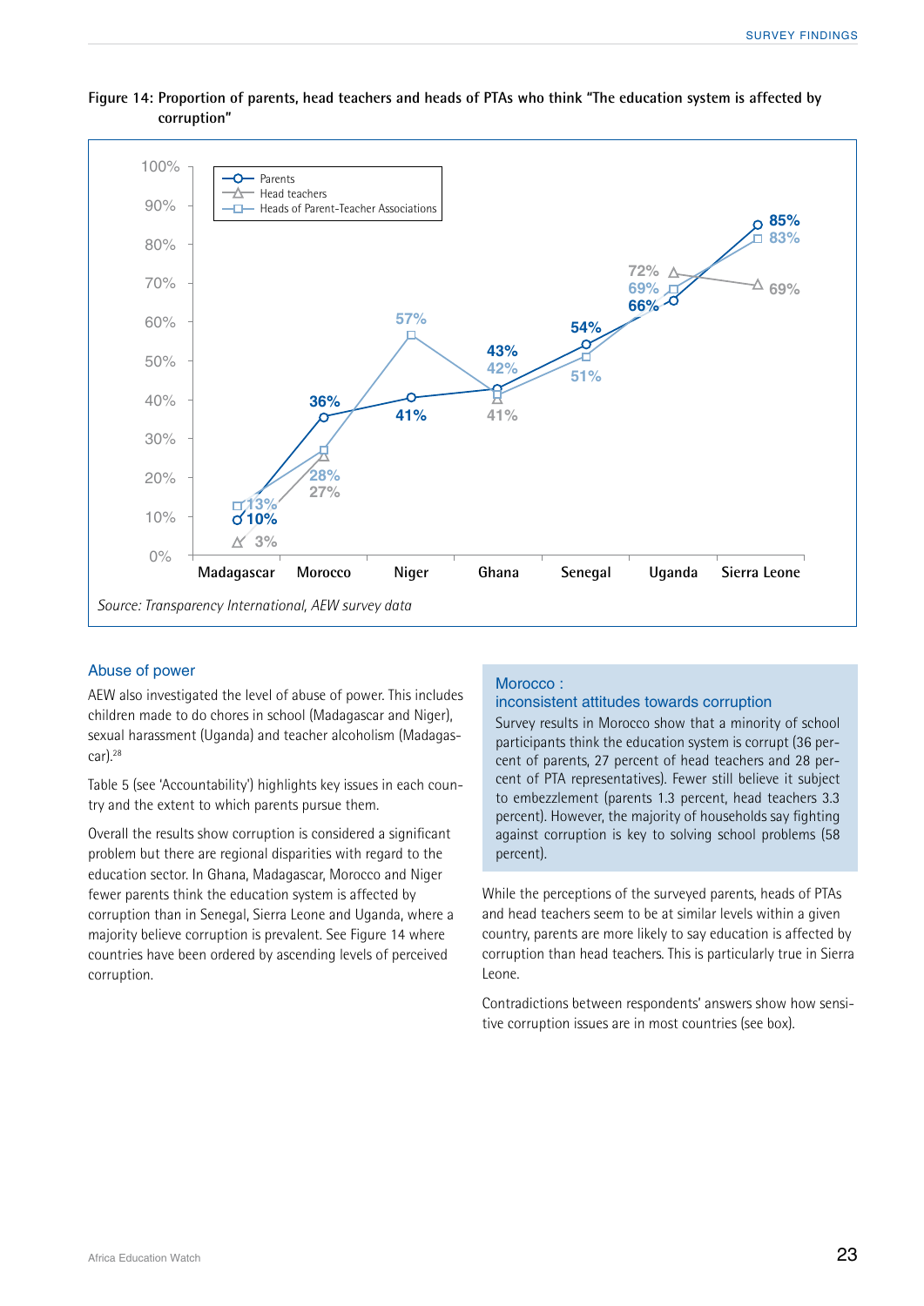**Figure 14: Proportion of parents, head teachers and heads of PTAs who think "The education system is affected by corruption"**

| | Madagascar | Morocco | Niger | Ghana | Senegal | Uganda | Sierra Leone |
|---|---|---|---|---|---|---|---|
| Parents | 10% | 36% | 41% | 43% | 54% | 66% | 85% |
| Head teachers | 3% | 27% | | 41% | | 72% | 69% |
| Heads of Parent-Teacher Associations | 13% | 28% | 57% | 42% | 51% | 69% | 83% |

*Source: Transparency International, AEW survey data*

### Abuse of power

AEW also investigated the level of abuse of power. This includes children made to do chores in school (Madagascar and Niger), sexual harassment (Uganda) and teacher alcoholism (Madagascar).[28]

Table 5 (see 'Accountability') highlights key issues in each country and the extent to which parents pursue them.

Overall the results show corruption is considered a significant problem but there are regional disparities with regard to the education sector. In Ghana, Madagascar, Morocco and Niger fewer parents think the education system is affected by corruption than in Senegal, Sierra Leone and Uganda, where a majority believe corruption is prevalent. See Figure 14 where countries have been ordered by ascending levels of perceived corruption.

> **Morocco : inconsistent attitudes towards corruption**
>
> Survey results in Morocco show that a minority of school participants think the education system is corrupt (36 percent of parents, 27 percent of head teachers and 28 percent of PTA representatives). Fewer still believe it subject to embezzlement (parents 1.3 percent, head teachers 3.3 percent). However, the majority of households say fighting against corruption is key to solving school problems (58 percent).

While the perceptions of the surveyed parents, heads of PTAs and head teachers seem to be at similar levels within a given country, parents are more likely to say education is affected by corruption than head teachers. This is particularly true in Sierra Leone.

Contradictions between respondents' answers show how sensitive corruption issues are in most countries (see box).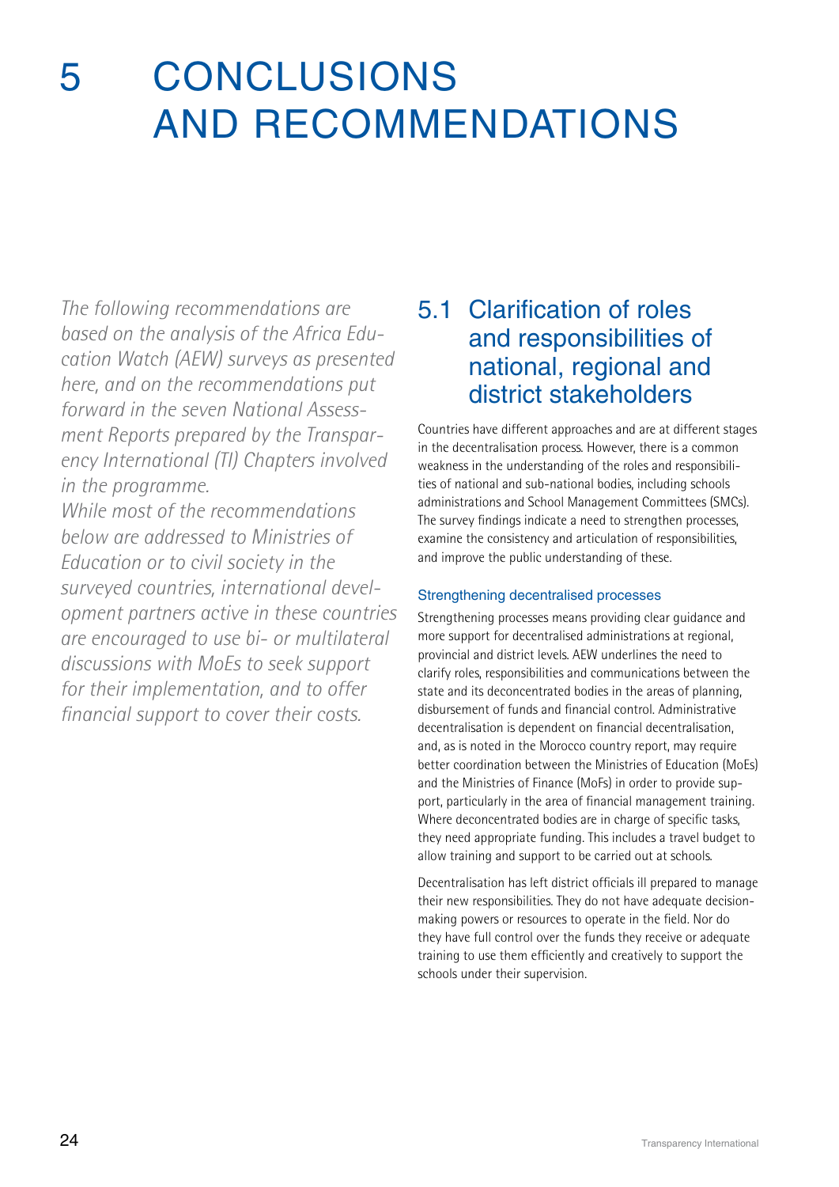# 5 CONCLUSIONS AND RECOMMENDATIONS

*The following recommendations are based on the analysis of the Africa Education Watch (AEW) surveys as presented here, and on the recommendations put forward in the seven National Assessment Reports prepared by the Transparency International (TI) Chapters involved in the programme.*

*While most of the recommendations below are addressed to Ministries of Education or to civil society in the surveyed countries, international development partners active in these countries are encouraged to use bi- or multilateral discussions with MoEs to seek support for their implementation, and to offer financial support to cover their costs.*

## 5.1 Clarification of roles and responsibilities of national, regional and district stakeholders

Countries have different approaches and are at different stages in the decentralisation process. However, there is a common weakness in the understanding of the roles and responsibilities of national and sub-national bodies, including schools administrations and School Management Committees (SMCs). The survey findings indicate a need to strengthen processes, examine the consistency and articulation of responsibilities, and improve the public understanding of these.

### Strengthening decentralised processes

Strengthening processes means providing clear guidance and more support for decentralised administrations at regional, provincial and district levels. AEW underlines the need to clarify roles, responsibilities and communications between the state and its deconcentrated bodies in the areas of planning, disbursement of funds and financial control. Administrative decentralisation is dependent on financial decentralisation, and, as is noted in the Morocco country report, may require better coordination between the Ministries of Education (MoEs) and the Ministries of Finance (MoFs) in order to provide support, particularly in the area of financial management training. Where deconcentrated bodies are in charge of specific tasks, they need appropriate funding. This includes a travel budget to allow training and support to be carried out at schools.

Decentralisation has left district officials ill prepared to manage their new responsibilities. They do not have adequate decision-making powers or resources to operate in the field. Nor do they have full control over the funds they receive or adequate training to use them efficiently and creatively to support the schools under their supervision.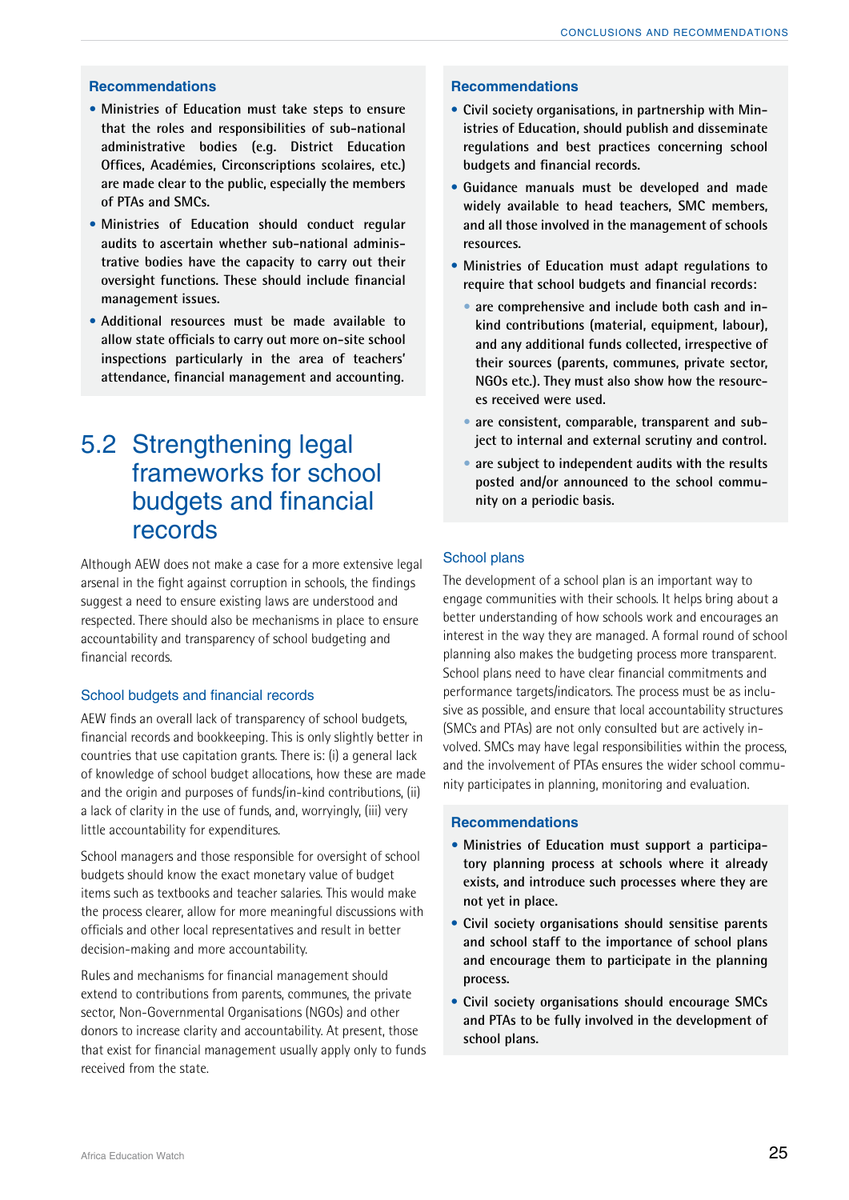### Recommendations

- Ministries of Education must take steps to ensure that the roles and responsibilities of sub-national administrative bodies (e.g. District Education Offices, Académies, Circonscriptions scolaires, etc.) are made clear to the public, especially the members of PTAs and SMCs.
- Ministries of Education should conduct regular audits to ascertain whether sub-national administrative bodies have the capacity to carry out their oversight functions. These should include financial management issues.
- Additional resources must be made available to allow state officials to carry out more on-site school inspections particularly in the area of teachers' attendance, financial management and accounting.

## 5.2 Strengthening legal frameworks for school budgets and financial records

Although AEW does not make a case for a more extensive legal arsenal in the fight against corruption in schools, the findings suggest a need to ensure existing laws are understood and respected. There should also be mechanisms in place to ensure accountability and transparency of school budgeting and financial records.

### School budgets and financial records

AEW finds an overall lack of transparency of school budgets, financial records and bookkeeping. This is only slightly better in countries that use capitation grants. There is: (i) a general lack of knowledge of school budget allocations, how these are made and the origin and purposes of funds/in-kind contributions, (ii) a lack of clarity in the use of funds, and, worryingly, (iii) very little accountability for expenditures.

School managers and those responsible for oversight of school budgets should know the exact monetary value of budget items such as textbooks and teacher salaries. This would make the process clearer, allow for more meaningful discussions with officials and other local representatives and result in better decision-making and more accountability.

Rules and mechanisms for financial management should extend to contributions from parents, communes, the private sector, Non-Governmental Organisations (NGOs) and other donors to increase clarity and accountability. At present, those that exist for financial management usually apply only to funds received from the state.

### Recommendations

- Civil society organisations, in partnership with Ministries of Education, should publish and disseminate regulations and best practices concerning school budgets and financial records.
- Guidance manuals must be developed and made widely available to head teachers, SMC members, and all those involved in the management of schools resources.
- Ministries of Education must adapt regulations to require that school budgets and financial records:
  - are comprehensive and include both cash and in-kind contributions (material, equipment, labour), and any additional funds collected, irrespective of their sources (parents, communes, private sector, NGOs etc.). They must also show how the resources received were used.
  - are consistent, comparable, transparent and subject to internal and external scrutiny and control.
  - are subject to independent audits with the results posted and/or announced to the school community on a periodic basis.

### School plans

The development of a school plan is an important way to engage communities with their schools. It helps bring about a better understanding of how schools work and encourages an interest in the way they are managed. A formal round of school planning also makes the budgeting process more transparent. School plans need to have clear financial commitments and performance targets/indicators. The process must be as inclusive as possible, and ensure that local accountability structures (SMCs and PTAs) are not only consulted but are actively involved. SMCs may have legal responsibilities within the process, and the involvement of PTAs ensures the wider school community participates in planning, monitoring and evaluation.

### Recommendations

- Ministries of Education must support a participatory planning process at schools where it already exists, and introduce such processes where they are not yet in place.
- Civil society organisations should sensitise parents and school staff to the importance of school plans and encourage them to participate in the planning process.
- Civil society organisations should encourage SMCs and PTAs to be fully involved in the development of school plans.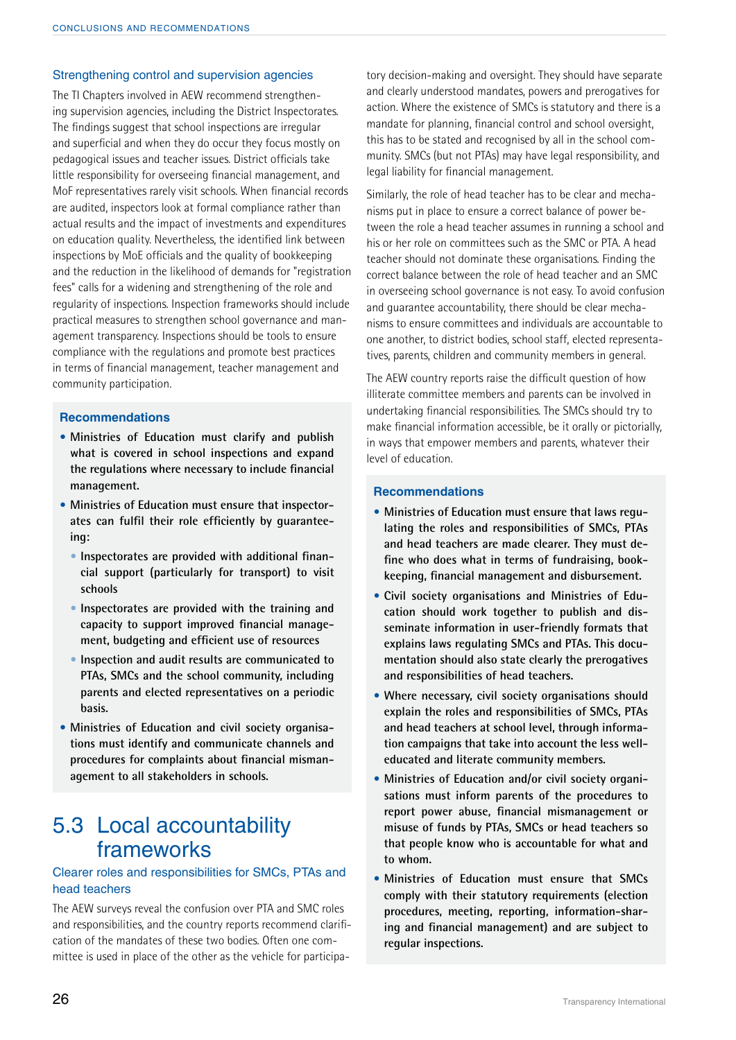### Strengthening control and supervision agencies

The TI Chapters involved in AEW recommend strengthening supervision agencies, including the District Inspectorates. The findings suggest that school inspections are irregular and superficial and when they do occur they focus mostly on pedagogical issues and teacher issues. District officials take little responsibility for overseeing financial management, and MoF representatives rarely visit schools. When financial records are audited, inspectors look at formal compliance rather than actual results and the impact of investments and expenditures on education quality. Nevertheless, the identified link between inspections by MoE officials and the quality of bookkeeping and the reduction in the likelihood of demands for "registration fees" calls for a widening and strengthening of the role and regularity of inspections. Inspection frameworks should include practical measures to strengthen school governance and management transparency. Inspections should be tools to ensure compliance with the regulations and promote best practices in terms of financial management, teacher management and community participation.

#### Recommendations

- **Ministries of Education must clarify and publish what is covered in school inspections and expand the regulations where necessary to include financial management.**
- **Ministries of Education must ensure that inspectorates can fulfil their role efficiently by guaranteeing:**
  - **Inspectorates are provided with additional financial support (particularly for transport) to visit schools**
  - **Inspectorates are provided with the training and capacity to support improved financial management, budgeting and efficient use of resources**
  - **Inspection and audit results are communicated to PTAs, SMCs and the school community, including parents and elected representatives on a periodic basis.**
- **Ministries of Education and civil society organisations must identify and communicate channels and procedures for complaints about financial mismanagement to all stakeholders in schools.**

## 5.3 Local accountability frameworks

### Clearer roles and responsibilities for SMCs, PTAs and head teachers

The AEW surveys reveal the confusion over PTA and SMC roles and responsibilities, and the country reports recommend clarification of the mandates of these two bodies. Often one committee is used in place of the other as the vehicle for participatory decision-making and oversight. They should have separate and clearly understood mandates, powers and prerogatives for action. Where the existence of SMCs is statutory and there is a mandate for planning, financial control and school oversight, this has to be stated and recognised by all in the school community. SMCs (but not PTAs) may have legal responsibility, and legal liability for financial management.

Similarly, the role of head teacher has to be clear and mechanisms put in place to ensure a correct balance of power between the role a head teacher assumes in running a school and his or her role on committees such as the SMC or PTA. A head teacher should not dominate these organisations. Finding the correct balance between the role of head teacher and an SMC in overseeing school governance is not easy. To avoid confusion and guarantee accountability, there should be clear mechanisms to ensure committees and individuals are accountable to one another, to district bodies, school staff, elected representatives, parents, children and community members in general.

The AEW country reports raise the difficult question of how illiterate committee members and parents can be involved in undertaking financial responsibilities. The SMCs should try to make financial information accessible, be it orally or pictorially, in ways that empower members and parents, whatever their level of education.

#### Recommendations

- **Ministries of Education must ensure that laws regulating the roles and responsibilities of SMCs, PTAs and head teachers are made clearer. They must define who does what in terms of fundraising, bookkeeping, financial management and disbursement.**
- **Civil society organisations and Ministries of Education should work together to publish and disseminate information in user-friendly formats that explains laws regulating SMCs and PTAs. This documentation should also state clearly the prerogatives and responsibilities of head teachers.**
- **Where necessary, civil society organisations should explain the roles and responsibilities of SMCs, PTAs and head teachers at school level, through information campaigns that take into account the less well-educated and literate community members.**
- **Ministries of Education and/or civil society organisations must inform parents of the procedures to report power abuse, financial mismanagement or misuse of funds by PTAs, SMCs or head teachers so that people know who is accountable for what and to whom.**
- **Ministries of Education must ensure that SMCs comply with their statutory requirements (election procedures, meeting, reporting, information-sharing and financial management) and are subject to regular inspections.**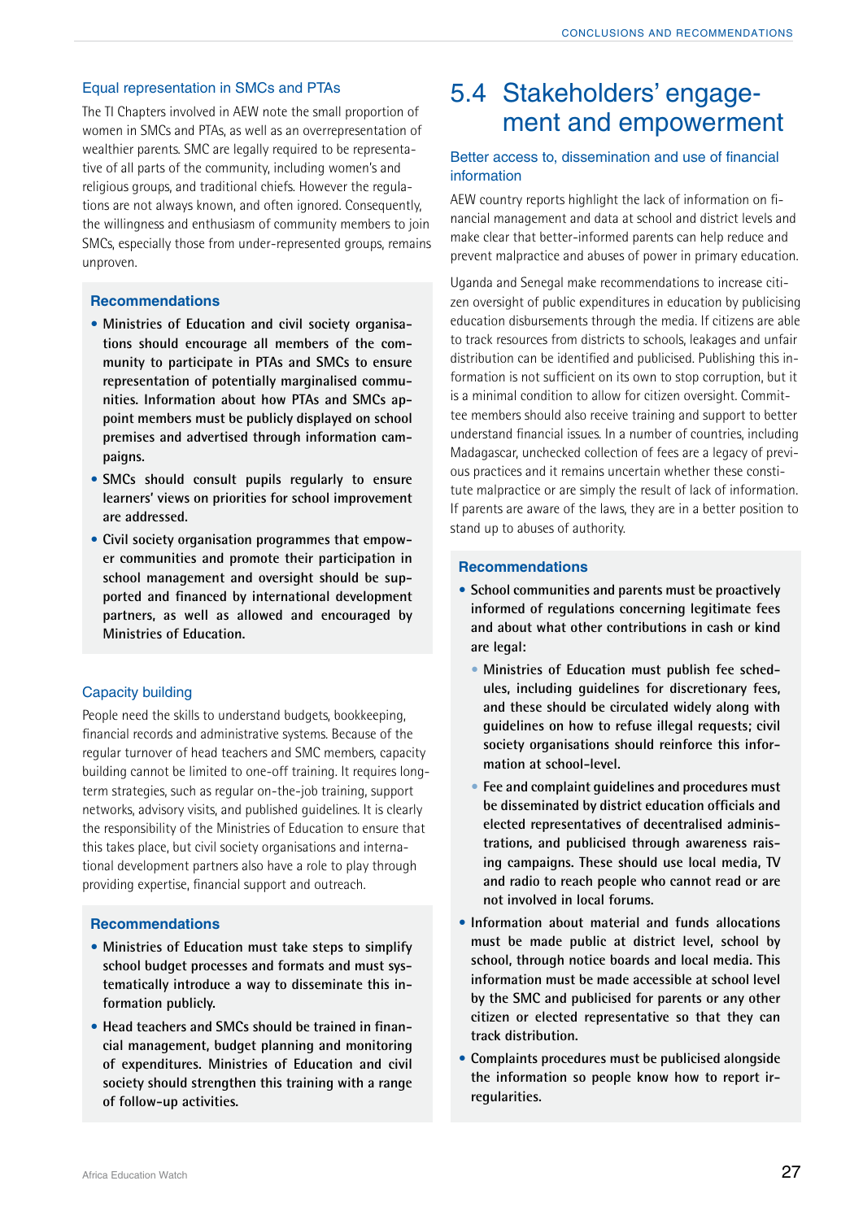### Equal representation in SMCs and PTAs

The TI Chapters involved in AEW note the small proportion of women in SMCs and PTAs, as well as an overrepresentation of wealthier parents. SMC are legally required to be representative of all parts of the community, including women's and religious groups, and traditional chiefs. However the regulations are not always known, and often ignored. Consequently, the willingness and enthusiasm of community members to join SMCs, especially those from under-represented groups, remains unproven.

#### Recommendations

- **Ministries of Education and civil society organisations should encourage all members of the community to participate in PTAs and SMCs to ensure representation of potentially marginalised communities. Information about how PTAs and SMCs appoint members must be publicly displayed on school premises and advertised through information campaigns.**
- **SMCs should consult pupils regularly to ensure learners' views on priorities for school improvement are addressed.**
- **Civil society organisation programmes that empower communities and promote their participation in school management and oversight should be supported and financed by international development partners, as well as allowed and encouraged by Ministries of Education.**

### Capacity building

People need the skills to understand budgets, bookkeeping, financial records and administrative systems. Because of the regular turnover of head teachers and SMC members, capacity building cannot be limited to one-off training. It requires long-term strategies, such as regular on-the-job training, support networks, advisory visits, and published guidelines. It is clearly the responsibility of the Ministries of Education to ensure that this takes place, but civil society organisations and international development partners also have a role to play through providing expertise, financial support and outreach.

#### Recommendations

- **Ministries of Education must take steps to simplify school budget processes and formats and must systematically introduce a way to disseminate this information publicly.**
- **Head teachers and SMCs should be trained in financial management, budget planning and monitoring of expenditures. Ministries of Education and civil society should strengthen this training with a range of follow-up activities.**

## 5.4 Stakeholders' engagement and empowerment

### Better access to, dissemination and use of financial information

AEW country reports highlight the lack of information on financial management and data at school and district levels and make clear that better-informed parents can help reduce and prevent malpractice and abuses of power in primary education.

Uganda and Senegal make recommendations to increase citizen oversight of public expenditures in education by publicising education disbursements through the media. If citizens are able to track resources from districts to schools, leakages and unfair distribution can be identified and publicised. Publishing this information is not sufficient on its own to stop corruption, but it is a minimal condition to allow for citizen oversight. Committee members should also receive training and support to better understand financial issues. In a number of countries, including Madagascar, unchecked collection of fees are a legacy of previous practices and it remains uncertain whether these constitute malpractice or are simply the result of lack of information. If parents are aware of the laws, they are in a better position to stand up to abuses of authority.

#### Recommendations

- **School communities and parents must be proactively informed of regulations concerning legitimate fees and about what other contributions in cash or kind are legal:**
  - **Ministries of Education must publish fee schedules, including guidelines for discretionary fees, and these should be circulated widely along with guidelines on how to refuse illegal requests; civil society organisations should reinforce this information at school-level.**
  - **Fee and complaint guidelines and procedures must be disseminated by district education officials and elected representatives of decentralised administrations, and publicised through awareness raising campaigns. These should use local media, TV and radio to reach people who cannot read or are not involved in local forums.**
- **Information about material and funds allocations must be made public at district level, school by school, through notice boards and local media. This information must be made accessible at school level by the SMC and publicised for parents or any other citizen or elected representative so that they can track distribution.**
- **Complaints procedures must be publicised alongside the information so people know how to report irregularities.**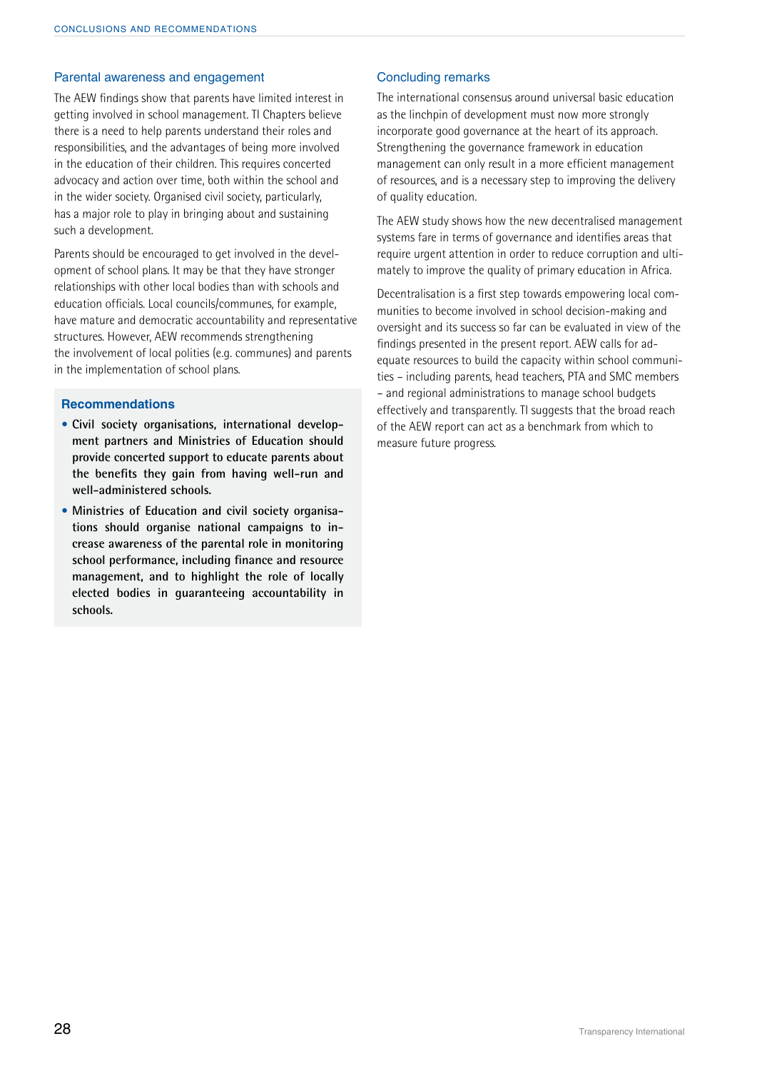## Parental awareness and engagement

The AEW findings show that parents have limited interest in getting involved in school management. TI Chapters believe there is a need to help parents understand their roles and responsibilities, and the advantages of being more involved in the education of their children. This requires concerted advocacy and action over time, both within the school and in the wider society. Organised civil society, particularly, has a major role to play in bringing about and sustaining such a development.

Parents should be encouraged to get involved in the development of school plans. It may be that they have stronger relationships with other local bodies than with schools and education officials. Local councils/communes, for example, have mature and democratic accountability and representative structures. However, AEW recommends strengthening the involvement of local polities (e.g. communes) and parents in the implementation of school plans.

### Recommendations

- **Civil society organisations, international development partners and Ministries of Education should provide concerted support to educate parents about the benefits they gain from having well-run and well-administered schools.**
- **Ministries of Education and civil society organisations should organise national campaigns to increase awareness of the parental role in monitoring school performance, including finance and resource management, and to highlight the role of locally elected bodies in guaranteeing accountability in schools.**

## Concluding remarks

The international consensus around universal basic education as the linchpin of development must now more strongly incorporate good governance at the heart of its approach. Strengthening the governance framework in education management can only result in a more efficient management of resources, and is a necessary step to improving the delivery of quality education.

The AEW study shows how the new decentralised management systems fare in terms of governance and identifies areas that require urgent attention in order to reduce corruption and ultimately to improve the quality of primary education in Africa.

Decentralisation is a first step towards empowering local communities to become involved in school decision-making and oversight and its success so far can be evaluated in view of the findings presented in the present report. AEW calls for adequate resources to build the capacity within school communities – including parents, head teachers, PTA and SMC members – and regional administrations to manage school budgets effectively and transparently. TI suggests that the broad reach of the AEW report can act as a benchmark from which to measure future progress.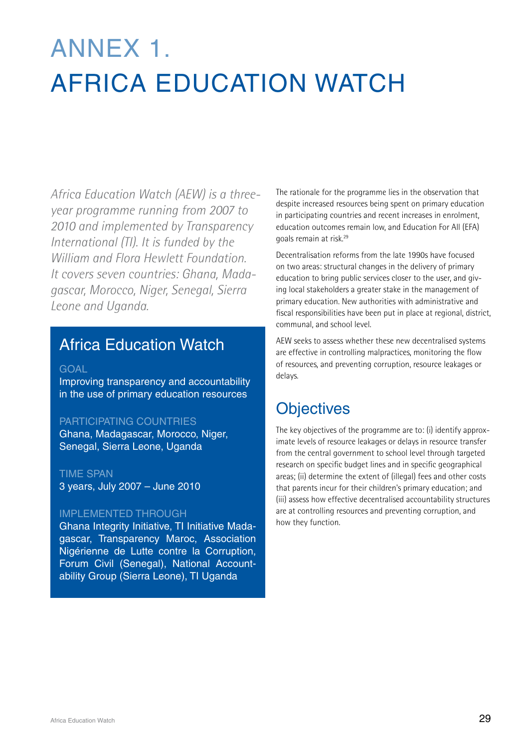# ANNEX 1. AFRICA EDUCATION WATCH

*Africa Education Watch (AEW) is a three-year programme running from 2007 to 2010 and implemented by Transparency International (TI). It is funded by the William and Flora Hewlett Foundation. It covers seven countries: Ghana, Madagascar, Morocco, Niger, Senegal, Sierra Leone and Uganda.*

## Africa Education Watch

GOAL
Improving transparency and accountability in the use of primary education resources

PARTICIPATING COUNTRIES
Ghana, Madagascar, Morocco, Niger, Senegal, Sierra Leone, Uganda

TIME SPAN
3 years, July 2007 – June 2010

IMPLEMENTED THROUGH
Ghana Integrity Initiative, TI Initiative Madagascar, Transparency Maroc, Association Nigérienne de Lutte contre la Corruption, Forum Civil (Senegal), National Accountability Group (Sierra Leone), TI Uganda

The rationale for the programme lies in the observation that despite increased resources being spent on primary education in participating countries and recent increases in enrolment, education outcomes remain low, and Education For All (EFA) goals remain at risk.[29]

Decentralisation reforms from the late 1990s have focused on two areas: structural changes in the delivery of primary education to bring public services closer to the user, and giving local stakeholders a greater stake in the management of primary education. New authorities with administrative and fiscal responsibilities have been put in place at regional, district, communal, and school level.

AEW seeks to assess whether these new decentralised systems are effective in controlling malpractices, monitoring the flow of resources, and preventing corruption, resource leakages or delays.

## Objectives

The key objectives of the programme are to: (i) identify approximate levels of resource leakages or delays in resource transfer from the central government to school level through targeted research on specific budget lines and in specific geographical areas; (ii) determine the extent of (illegal) fees and other costs that parents incur for their children's primary education; and (iii) assess how effective decentralised accountability structures are at controlling resources and preventing corruption, and how they function.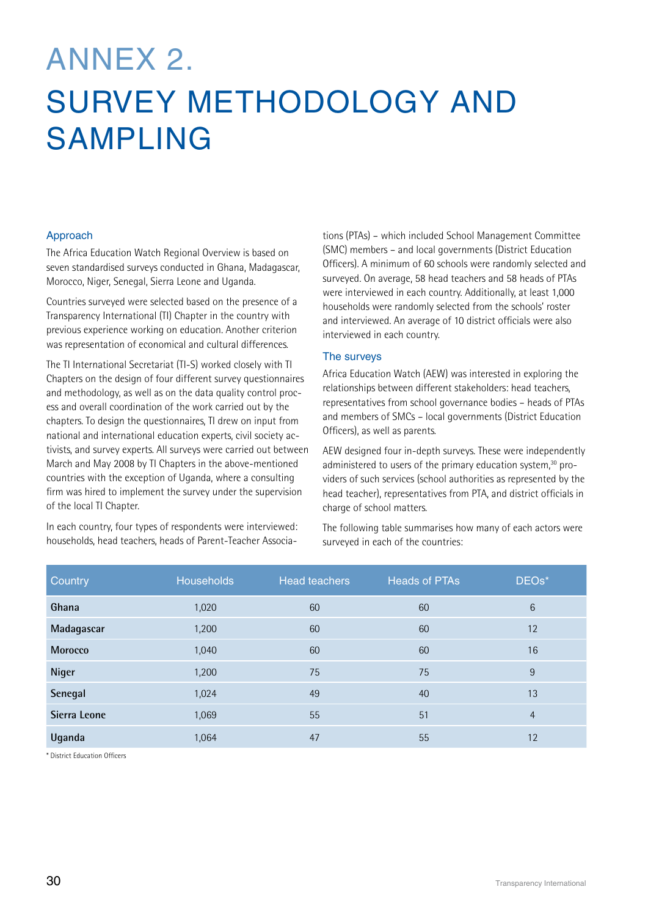# ANNEX 2.

# SURVEY METHODOLOGY AND SAMPLING

### Approach

The Africa Education Watch Regional Overview is based on seven standardised surveys conducted in Ghana, Madagascar, Morocco, Niger, Senegal, Sierra Leone and Uganda.

Countries surveyed were selected based on the presence of a Transparency International (TI) Chapter in the country with previous experience working on education. Another criterion was representation of economical and cultural differences.

The TI International Secretariat (TI-S) worked closely with TI Chapters on the design of four different survey questionnaires and methodology, as well as on the data quality control process and overall coordination of the work carried out by the chapters. To design the questionnaires, TI drew on input from national and international education experts, civil society activists, and survey experts. All surveys were carried out between March and May 2008 by TI Chapters in the above-mentioned countries with the exception of Uganda, where a consulting firm was hired to implement the survey under the supervision of the local TI Chapter.

In each country, four types of respondents were interviewed: households, head teachers, heads of Parent-Teacher Associations (PTAs) – which included School Management Committee (SMC) members – and local governments (District Education Officers). A minimum of 60 schools were randomly selected and surveyed. On average, 58 head teachers and 58 heads of PTAs were interviewed in each country. Additionally, at least 1,000 households were randomly selected from the schools' roster and interviewed. An average of 10 district officials were also interviewed in each country.

### The surveys

Africa Education Watch (AEW) was interested in exploring the relationships between different stakeholders: head teachers, representatives from school governance bodies – heads of PTAs and members of SMCs – local governments (District Education Officers), as well as parents.

AEW designed four in-depth surveys. These were independently administered to users of the primary education system,[30] providers of such services (school authorities as represented by the head teacher), representatives from PTA, and district officials in charge of school matters.

The following table summarises how many of each actors were surveyed in each of the countries:

| Country | Households | Head teachers | Heads of PTAs | DEOs* |
|---|---|---|---|---|
| **Ghana** | 1,020 | 60 | 60 | 6 |
| **Madagascar** | 1,200 | 60 | 60 | 12 |
| **Morocco** | 1,040 | 60 | 60 | 16 |
| **Niger** | 1,200 | 75 | 75 | 9 |
| **Senegal** | 1,024 | 49 | 40 | 13 |
| **Sierra Leone** | 1,069 | 55 | 51 | 4 |
| **Uganda** | 1,064 | 47 | 55 | 12 |

\* District Education Officers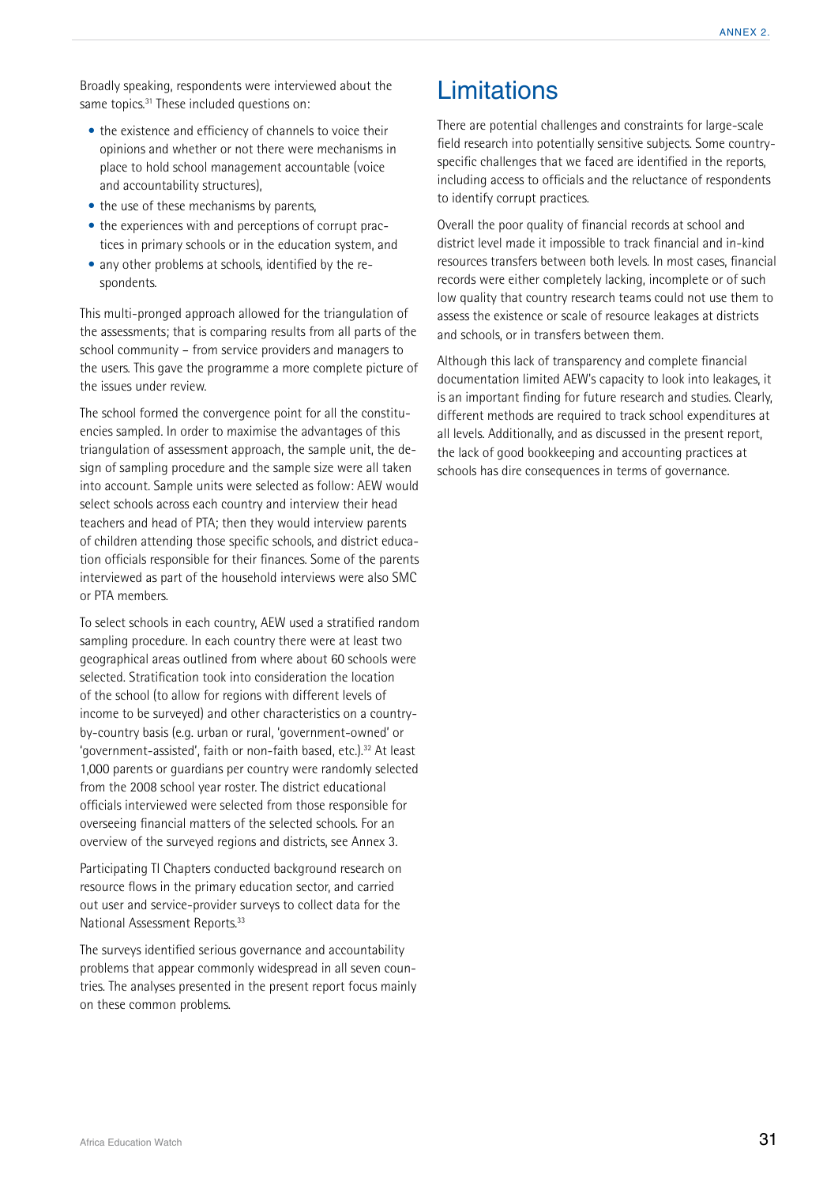Broadly speaking, respondents were interviewed about the same topics.[31] These included questions on:

- the existence and efficiency of channels to voice their opinions and whether or not there were mechanisms in place to hold school management accountable (voice and accountability structures),
- the use of these mechanisms by parents,
- the experiences with and perceptions of corrupt practices in primary schools or in the education system, and
- any other problems at schools, identified by the respondents.

This multi-pronged approach allowed for the triangulation of the assessments; that is comparing results from all parts of the school community – from service providers and managers to the users. This gave the programme a more complete picture of the issues under review.

The school formed the convergence point for all the constituencies sampled. In order to maximise the advantages of this triangulation of assessment approach, the sample unit, the design of sampling procedure and the sample size were all taken into account. Sample units were selected as follow: AEW would select schools across each country and interview their head teachers and head of PTA; then they would interview parents of children attending those specific schools, and district education officials responsible for their finances. Some of the parents interviewed as part of the household interviews were also SMC or PTA members.

To select schools in each country, AEW used a stratified random sampling procedure. In each country there were at least two geographical areas outlined from where about 60 schools were selected. Stratification took into consideration the location of the school (to allow for regions with different levels of income to be surveyed) and other characteristics on a country-by-country basis (e.g. urban or rural, 'government-owned' or 'government-assisted', faith or non-faith based, etc.).[32] At least 1,000 parents or guardians per country were randomly selected from the 2008 school year roster. The district educational officials interviewed were selected from those responsible for overseeing financial matters of the selected schools. For an overview of the surveyed regions and districts, see Annex 3.

Participating TI Chapters conducted background research on resource flows in the primary education sector, and carried out user and service-provider surveys to collect data for the National Assessment Reports.[33]

The surveys identified serious governance and accountability problems that appear commonly widespread in all seven countries. The analyses presented in the present report focus mainly on these common problems.

# Limitations

There are potential challenges and constraints for large-scale field research into potentially sensitive subjects. Some country-specific challenges that we faced are identified in the reports, including access to officials and the reluctance of respondents to identify corrupt practices.

Overall the poor quality of financial records at school and district level made it impossible to track financial and in-kind resources transfers between both levels. In most cases, financial records were either completely lacking, incomplete or of such low quality that country research teams could not use them to assess the existence or scale of resource leakages at districts and schools, or in transfers between them.

Although this lack of transparency and complete financial documentation limited AEW's capacity to look into leakages, it is an important finding for future research and studies. Clearly, different methods are required to track school expenditures at all levels. Additionally, and as discussed in the present report, the lack of good bookkeeping and accounting practices at schools has dire consequences in terms of governance.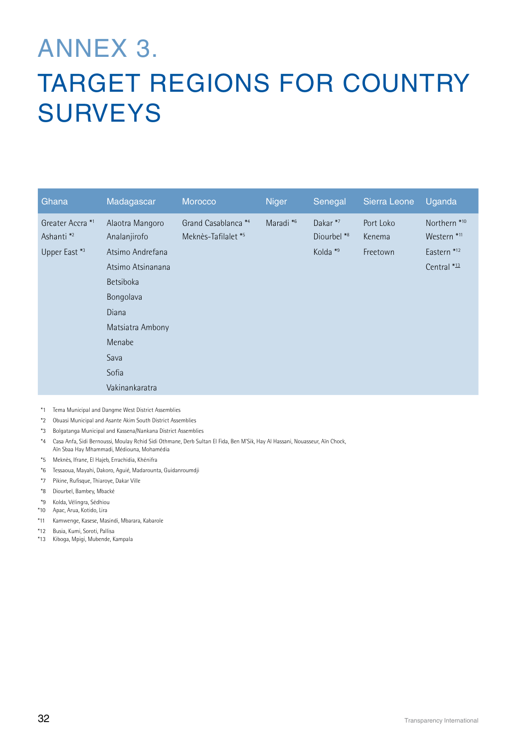# ANNEX 3. TARGET REGIONS FOR COUNTRY SURVEYS

| Ghana | Madagascar | Morocco | Niger | Senegal | Sierra Leone | Uganda |
|---|---|---|---|---|---|---|
| Greater Accra *1 | Alaotra Mangoro | Grand Casablanca *4 | Maradi *6 | Dakar *7 | Port Loko | Northern *10 |
| Ashanti *2 | Analanjirofo | Meknès-Tafilalet *5 | | Diourbel *8 | Kenema | Western *11 |
| Upper East *3 | Atsimo Andrefana | | | Kolda *9 | Freetown | Eastern *12 |
| | Atsimo Atsinanana | | | | | Central *13 |
| | Betsiboka | | | | | |
| | Bongolava | | | | | |
| | Diana | | | | | |
| | Matsiatra Ambony | | | | | |
| | Menabe | | | | | |
| | Sava | | | | | |
| | Sofia | | | | | |
| | Vakinankaratra | | | | | |

*1 Tema Municipal and Dangme West District Assemblies

*2 Obuasi Municipal and Asante Akim South District Assemblies

*3 Bolgatanga Municipal and Kassena/Nankana District Assemblies

*4 Casa Anfa, Sidi Bernoussi, Moulay Rchid Sidi Othmane, Derb Sultan El Fida, Ben M'Sik, Hay Al Hassani, Nouasseur, Aïn Chock, Aïn Sbaa Hay Mhammadi, Médiouna, Mohamédia

*5 Meknès, Ifrane, El Hajeb, Errachidia, Khénifra

*6 Tessaoua, Mayahi, Dakoro, Aguié, Madarounta, Guidanroumdji

*7 Pikine, Rufisque, Thiaroye, Dakar Ville

*8 Diourbel, Bambey, Mbacké

*9 Kolda, Vélingra, Sédhiou

*10 Apac, Arua, Kotido, Lira

*11 Kamwenge, Kasese, Masindi, Mbarara, Kabarole

*12 Busia, Kumi, Soroti, Pallisa

*13 Kiboga, Mpigi, Mubende, Kampala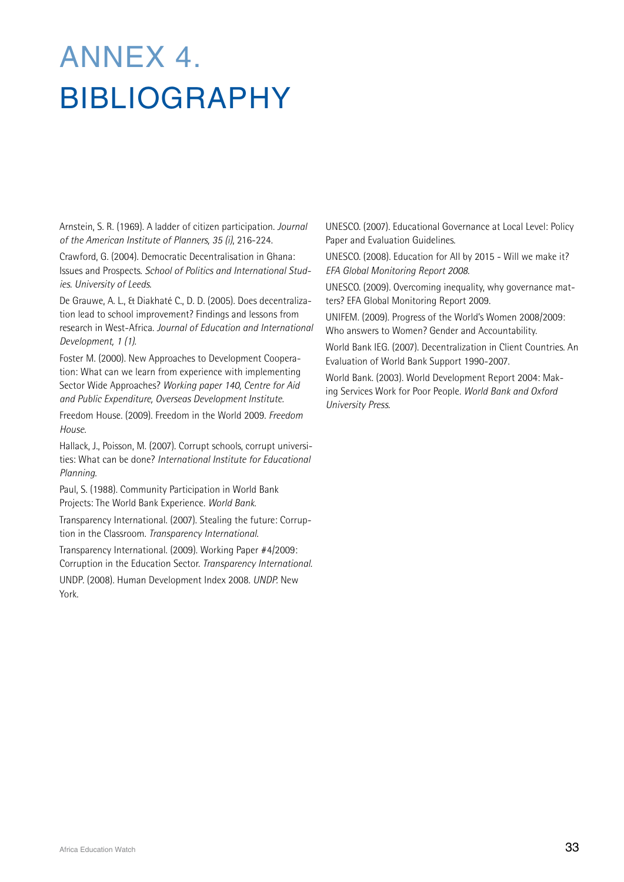# ANNEX 4. BIBLIOGRAPHY

Arnstein, S. R. (1969). A ladder of citizen participation. *Journal of the American Institute of Planners, 35 (i)*, 216-224.

Crawford, G. (2004). Democratic Decentralisation in Ghana: Issues and Prospects. *School of Politics and International Studies. University of Leeds.*

De Grauwe, A. L., & Diakhaté C., D. D. (2005). Does decentralization lead to school improvement? Findings and lessons from research in West-Africa. *Journal of Education and International Development, 1 (1).*

Foster M. (2000). New Approaches to Development Cooperation: What can we learn from experience with implementing Sector Wide Approaches? *Working paper 140, Centre for Aid and Public Expenditure, Overseas Development Institute.*

Freedom House. (2009). Freedom in the World 2009. *Freedom House.*

Hallack, J., Poisson, M. (2007). Corrupt schools, corrupt universities: What can be done? *International Institute for Educational Planning.*

Paul, S. (1988). Community Participation in World Bank Projects: The World Bank Experience. *World Bank.*

Transparency International. (2007). Stealing the future: Corruption in the Classroom. *Transparency International.*

Transparency International. (2009). Working Paper #4/2009: Corruption in the Education Sector. *Transparency International.*

UNDP. (2008). Human Development Index 2008. *UNDP.* New York.

UNESCO. (2007). Educational Governance at Local Level: Policy Paper and Evaluation Guidelines.

UNESCO. (2008). Education for All by 2015 - Will we make it? *EFA Global Monitoring Report 2008.*

UNESCO. (2009). Overcoming inequality, why governance matters? EFA Global Monitoring Report 2009.

UNIFEM. (2009). Progress of the World's Women 2008/2009: Who answers to Women? Gender and Accountability.

World Bank IEG. (2007). Decentralization in Client Countries. An Evaluation of World Bank Support 1990-2007.

World Bank. (2003). World Development Report 2004: Making Services Work for Poor People. *World Bank and Oxford University Press.*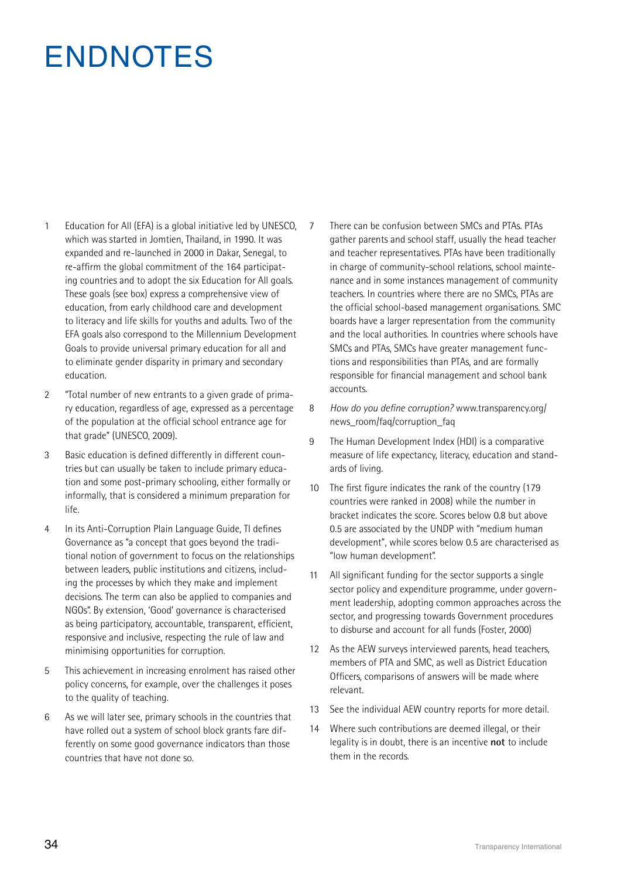# ENDNOTES

1. Education for All (EFA) is a global initiative led by UNESCO, which was started in Jomtien, Thailand, in 1990. It was expanded and re-launched in 2000 in Dakar, Senegal, to re-affirm the global commitment of the 164 participating countries and to adopt the six Education for All goals. These goals (see box) express a comprehensive view of education, from early childhood care and development to literacy and life skills for youths and adults. Two of the EFA goals also correspond to the Millennium Development Goals to provide universal primary education for all and to eliminate gender disparity in primary and secondary education.

2. "Total number of new entrants to a given grade of primary education, regardless of age, expressed as a percentage of the population at the official school entrance age for that grade" (UNESCO, 2009).

3. Basic education is defined differently in different countries but can usually be taken to include primary education and some post-primary schooling, either formally or informally, that is considered a minimum preparation for life.

4. In its Anti-Corruption Plain Language Guide, TI defines Governance as "a concept that goes beyond the traditional notion of government to focus on the relationships between leaders, public institutions and citizens, including the processes by which they make and implement decisions. The term can also be applied to companies and NGOs". By extension, 'Good' governance is characterised as being participatory, accountable, transparent, efficient, responsive and inclusive, respecting the rule of law and minimising opportunities for corruption.

5. This achievement in increasing enrolment has raised other policy concerns, for example, over the challenges it poses to the quality of teaching.

6. As we will later see, primary schools in the countries that have rolled out a system of school block grants fare differently on some good governance indicators than those countries that have not done so.

7. There can be confusion between SMCs and PTAs. PTAs gather parents and school staff, usually the head teacher and teacher representatives. PTAs have been traditionally in charge of community-school relations, school maintenance and in some instances management of community teachers. In countries where there are no SMCs, PTAs are the official school-based management organisations. SMC boards have a larger representation from the community and the local authorities. In countries where schools have SMCs and PTAs, SMCs have greater management functions and responsibilities than PTAs, and are formally responsible for financial management and school bank accounts.

8. *How do you define corruption?* www.transparency.org/news_room/faq/corruption_faq

9. The Human Development Index (HDI) is a comparative measure of life expectancy, literacy, education and standards of living.

10. The first figure indicates the rank of the country (179 countries were ranked in 2008) while the number in bracket indicates the score. Scores below 0.8 but above 0.5 are associated by the UNDP with "medium human development", while scores below 0.5 are characterised as "low human development".

11. All significant funding for the sector supports a single sector policy and expenditure programme, under government leadership, adopting common approaches across the sector, and progressing towards Government procedures to disburse and account for all funds (Foster, 2000)

12. As the AEW surveys interviewed parents, head teachers, members of PTA and SMC, as well as District Education Officers, comparisons of answers will be made where relevant.

13. See the individual AEW country reports for more detail.

14. Where such contributions are deemed illegal, or their legality is in doubt, there is an incentive **not** to include them in the records.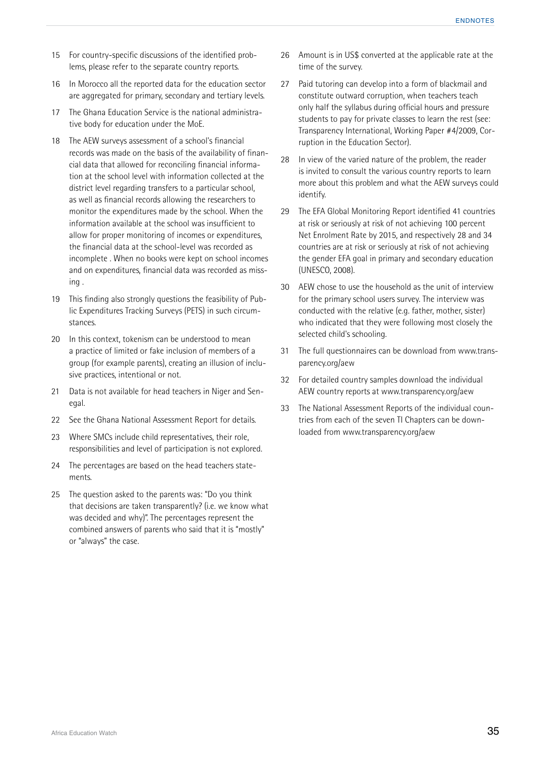15 For country-specific discussions of the identified problems, please refer to the separate country reports.

16 In Morocco all the reported data for the education sector are aggregated for primary, secondary and tertiary levels.

17 The Ghana Education Service is the national administrative body for education under the MoE.

18 The AEW surveys assessment of a school's financial records was made on the basis of the availability of financial data that allowed for reconciling financial information at the school level with information collected at the district level regarding transfers to a particular school, as well as financial records allowing the researchers to monitor the expenditures made by the school. When the information available at the school was insufficient to allow for proper monitoring of incomes or expenditures, the financial data at the school-level was recorded as incomplete . When no books were kept on school incomes and on expenditures, financial data was recorded as missing .

19 This finding also strongly questions the feasibility of Public Expenditures Tracking Surveys (PETS) in such circumstances.

20 In this context, tokenism can be understood to mean a practice of limited or fake inclusion of members of a group (for example parents), creating an illusion of inclusive practices, intentional or not.

21 Data is not available for head teachers in Niger and Senegal.

22 See the Ghana National Assessment Report for details.

23 Where SMCs include child representatives, their role, responsibilities and level of participation is not explored.

24 The percentages are based on the head teachers statements.

25 The question asked to the parents was: "Do you think that decisions are taken transparently? (i.e. we know what was decided and why)". The percentages represent the combined answers of parents who said that it is "mostly" or "always" the case.

26 Amount is in US$ converted at the applicable rate at the time of the survey.

27 Paid tutoring can develop into a form of blackmail and constitute outward corruption, when teachers teach only half the syllabus during official hours and pressure students to pay for private classes to learn the rest (see: Transparency International, Working Paper #4/2009, Corruption in the Education Sector).

28 In view of the varied nature of the problem, the reader is invited to consult the various country reports to learn more about this problem and what the AEW surveys could identify.

29 The EFA Global Monitoring Report identified 41 countries at risk or seriously at risk of not achieving 100 percent Net Enrolment Rate by 2015, and respectively 28 and 34 countries are at risk or seriously at risk of not achieving the gender EFA goal in primary and secondary education (UNESCO, 2008).

30 AEW chose to use the household as the unit of interview for the primary school users survey. The interview was conducted with the relative (e.g. father, mother, sister) who indicated that they were following most closely the selected child's schooling.

31 The full questionnaires can be download from www.transparency.org/aew

32 For detailed country samples download the individual AEW country reports at www.transparency.org/aew

33 The National Assessment Reports of the individual countries from each of the seven TI Chapters can be downloaded from www.transparency.org/aew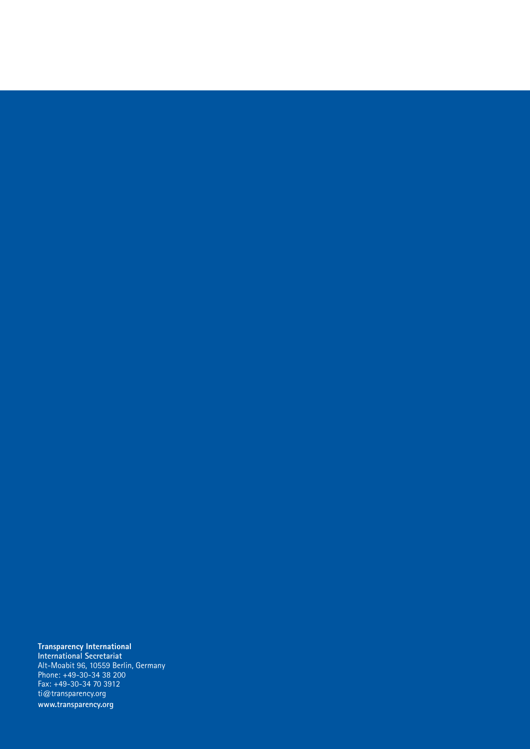**Transparency International**
**International Secretariat**
Alt-Moabit 96, 10559 Berlin, Germany
Phone: +49-30-34 38 200
Fax: +49-30-34 70 3912
ti@transparency.org
**www.transparency.org**